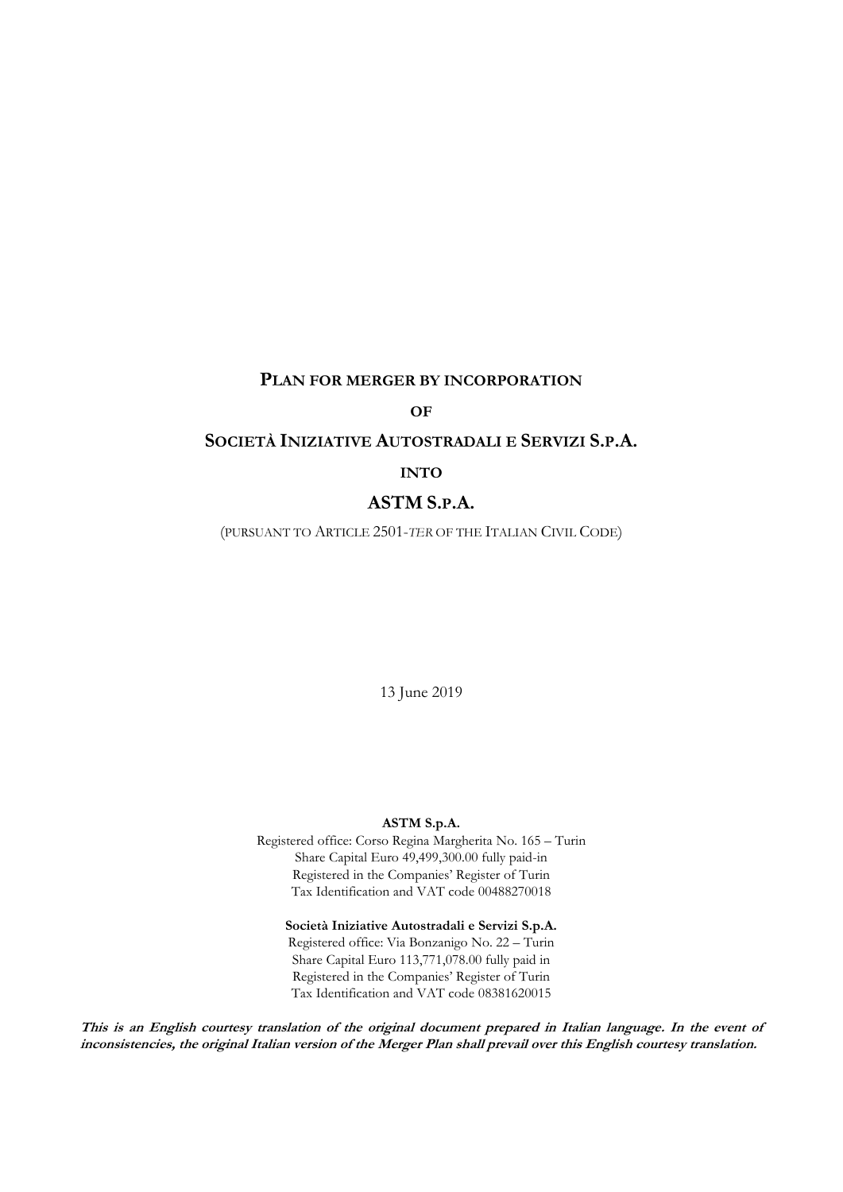# PLAN FOR MERGER BY INCORPORATION

**OF**

# SOCIETÀ INIZIATIVE AUTOSTRADALI E SERVIZI S.P.A.

**INTO**

# ASTM S.P.A.

(PURSUANT TO ARTICLE 2501-*TER* OF THE ITALIAN CIVIL CODE)

13 June 2019

**ASTM S.p.A.**
Registered office: Corso Regina Margherita No. 165 – Turin
Share Capital Euro 49,499,300.00 fully paid-in
Registered in the Companies' Register of Turin
Tax Identification and VAT code 00488270018

**Società Iniziative Autostradali e Servizi S.p.A.**
Registered office: Via Bonzanigo No. 22 – Turin
Share Capital Euro 113,771,078.00 fully paid in
Registered in the Companies' Register of Turin
Tax Identification and VAT code 08381620015

***This is an English courtesy translation of the original document prepared in Italian language. In the event of inconsistencies, the original Italian version of the Merger Plan shall prevail over this English courtesy translation.***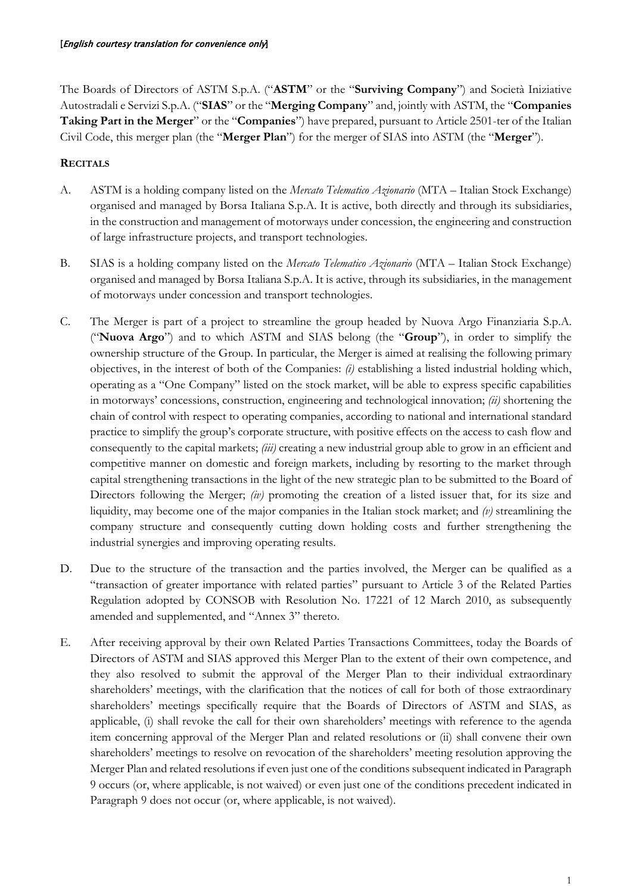[*English courtesy translation for convenience only*]

The Boards of Directors of ASTM S.p.A. ("**ASTM**" or the "**Surviving Company**") and Società Iniziative Autostradali e Servizi S.p.A. ("**SIAS**" or the "**Merging Company**" and, jointly with ASTM, the "**Companies Taking Part in the Merger**" or the "**Companies**") have prepared, pursuant to Article 2501-ter of the Italian Civil Code, this merger plan (the "**Merger Plan**") for the merger of SIAS into ASTM (the "**Merger**").

**RECITALS**

A. ASTM is a holding company listed on the *Mercato Telematico Azionario* (MTA – Italian Stock Exchange) organised and managed by Borsa Italiana S.p.A. It is active, both directly and through its subsidiaries, in the construction and management of motorways under concession, the engineering and construction of large infrastructure projects, and transport technologies.

B. SIAS is a holding company listed on the *Mercato Telematico Azionario* (MTA – Italian Stock Exchange) organised and managed by Borsa Italiana S.p.A. It is active, through its subsidiaries, in the management of motorways under concession and transport technologies.

C. The Merger is part of a project to streamline the group headed by Nuova Argo Finanziaria S.p.A. ("**Nuova Argo**") and to which ASTM and SIAS belong (the "**Group**"), in order to simplify the ownership structure of the Group. In particular, the Merger is aimed at realising the following primary objectives, in the interest of both of the Companies: *(i)* establishing a listed industrial holding which, operating as a "One Company" listed on the stock market, will be able to express specific capabilities in motorways' concessions, construction, engineering and technological innovation; *(ii)* shortening the chain of control with respect to operating companies, according to national and international standard practice to simplify the group's corporate structure, with positive effects on the access to cash flow and consequently to the capital markets; *(iii)* creating a new industrial group able to grow in an efficient and competitive manner on domestic and foreign markets, including by resorting to the market through capital strengthening transactions in the light of the new strategic plan to be submitted to the Board of Directors following the Merger; *(iv)* promoting the creation of a listed issuer that, for its size and liquidity, may become one of the major companies in the Italian stock market; and *(v)* streamlining the company structure and consequently cutting down holding costs and further strengthening the industrial synergies and improving operating results.

D. Due to the structure of the transaction and the parties involved, the Merger can be qualified as a "transaction of greater importance with related parties" pursuant to Article 3 of the Related Parties Regulation adopted by CONSOB with Resolution No. 17221 of 12 March 2010, as subsequently amended and supplemented, and "Annex 3" thereto.

E. After receiving approval by their own Related Parties Transactions Committees, today the Boards of Directors of ASTM and SIAS approved this Merger Plan to the extent of their own competence, and they also resolved to submit the approval of the Merger Plan to their individual extraordinary shareholders' meetings, with the clarification that the notices of call for both of those extraordinary shareholders' meetings specifically require that the Boards of Directors of ASTM and SIAS, as applicable, (i) shall revoke the call for their own shareholders' meetings with reference to the agenda item concerning approval of the Merger Plan and related resolutions or (ii) shall convene their own shareholders' meetings to resolve on revocation of the shareholders' meeting resolution approving the Merger Plan and related resolutions if even just one of the conditions subsequent indicated in Paragraph 9 occurs (or, where applicable, is not waived) or even just one of the conditions precedent indicated in Paragraph 9 does not occur (or, where applicable, is not waived).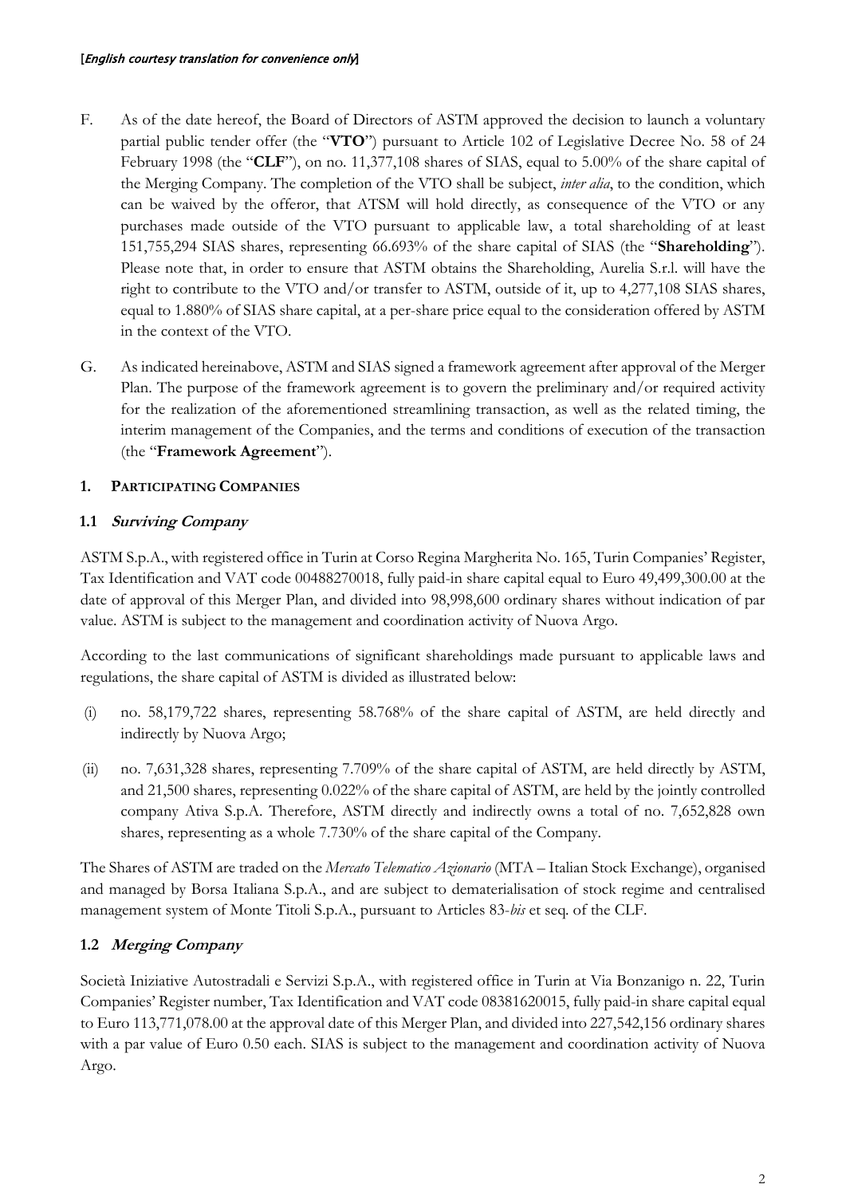F. As of the date hereof, the Board of Directors of ASTM approved the decision to launch a voluntary partial public tender offer (the "**VTO**") pursuant to Article 102 of Legislative Decree No. 58 of 24 February 1998 (the "**CLF**"), on no. 11,377,108 shares of SIAS, equal to 5.00% of the share capital of the Merging Company. The completion of the VTO shall be subject, *inter alia*, to the condition, which can be waived by the offeror, that ATSM will hold directly, as consequence of the VTO or any purchases made outside of the VTO pursuant to applicable law, a total shareholding of at least 151,755,294 SIAS shares, representing 66.693% of the share capital of SIAS (the "**Shareholding**"). Please note that, in order to ensure that ASTM obtains the Shareholding, Aurelia S.r.l. will have the right to contribute to the VTO and/or transfer to ASTM, outside of it, up to 4,277,108 SIAS shares, equal to 1.880% of SIAS share capital, at a per-share price equal to the consideration offered by ASTM in the context of the VTO.

G. As indicated hereinabove, ASTM and SIAS signed a framework agreement after approval of the Merger Plan. The purpose of the framework agreement is to govern the preliminary and/or required activity for the realization of the aforementioned streamlining transaction, as well as the related timing, the interim management of the Companies, and the terms and conditions of execution of the transaction (the "**Framework Agreement**").

## 1. PARTICIPATING COMPANIES

### 1.1 *Surviving Company*

ASTM S.p.A., with registered office in Turin at Corso Regina Margherita No. 165, Turin Companies' Register, Tax Identification and VAT code 00488270018, fully paid-in share capital equal to Euro 49,499,300.00 at the date of approval of this Merger Plan, and divided into 98,998,600 ordinary shares without indication of par value. ASTM is subject to the management and coordination activity of Nuova Argo.

According to the last communications of significant shareholdings made pursuant to applicable laws and regulations, the share capital of ASTM is divided as illustrated below:

(i) no. 58,179,722 shares, representing 58.768% of the share capital of ASTM, are held directly and indirectly by Nuova Argo;

(ii) no. 7,631,328 shares, representing 7.709% of the share capital of ASTM, are held directly by ASTM, and 21,500 shares, representing 0.022% of the share capital of ASTM, are held by the jointly controlled company Ativa S.p.A. Therefore, ASTM directly and indirectly owns a total of no. 7,652,828 own shares, representing as a whole 7.730% of the share capital of the Company.

The Shares of ASTM are traded on the *Mercato Telematico Azionario* (MTA – Italian Stock Exchange), organised and managed by Borsa Italiana S.p.A., and are subject to dematerialisation of stock regime and centralised management system of Monte Titoli S.p.A., pursuant to Articles 83-*bis* et seq. of the CLF.

### 1.2 *Merging Company*

Società Iniziative Autostradali e Servizi S.p.A., with registered office in Turin at Via Bonzanigo n. 22, Turin Companies' Register number, Tax Identification and VAT code 08381620015, fully paid-in share capital equal to Euro 113,771,078.00 at the approval date of this Merger Plan, and divided into 227,542,156 ordinary shares with a par value of Euro 0.50 each. SIAS is subject to the management and coordination activity of Nuova Argo.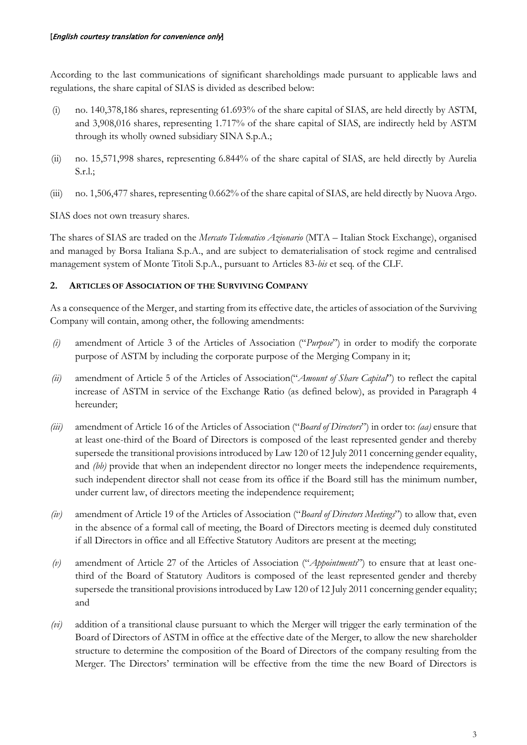According to the last communications of significant shareholdings made pursuant to applicable laws and regulations, the share capital of SIAS is divided as described below:

(i) no. 140,378,186 shares, representing 61.693% of the share capital of SIAS, are held directly by ASTM, and 3,908,016 shares, representing 1.717% of the share capital of SIAS, are indirectly held by ASTM through its wholly owned subsidiary SINA S.p.A.;

(ii) no. 15,571,998 shares, representing 6.844% of the share capital of SIAS, are held directly by Aurelia S.r.l.;

(iii) no. 1,506,477 shares, representing 0.662% of the share capital of SIAS, are held directly by Nuova Argo.

SIAS does not own treasury shares.

The shares of SIAS are traded on the *Mercato Telematico Azionario* (MTA – Italian Stock Exchange), organised and managed by Borsa Italiana S.p.A., and are subject to dematerialisation of stock regime and centralised management system of Monte Titoli S.p.A., pursuant to Articles 83-*bis* et seq. of the CLF.

## 2. Articles of Association of the Surviving Company

As a consequence of the Merger, and starting from its effective date, the articles of association of the Surviving Company will contain, among other, the following amendments:

*(i)* amendment of Article 3 of the Articles of Association ("*Purpose*") in order to modify the corporate purpose of ASTM by including the corporate purpose of the Merging Company in it;

*(ii)* amendment of Article 5 of the Articles of Association("*Amount of Share Capital*") to reflect the capital increase of ASTM in service of the Exchange Ratio (as defined below), as provided in Paragraph 4 hereunder;

*(iii)* amendment of Article 16 of the Articles of Association ("*Board of Directors*") in order to: *(aa)* ensure that at least one-third of the Board of Directors is composed of the least represented gender and thereby supersede the transitional provisions introduced by Law 120 of 12 July 2011 concerning gender equality, and *(bb)* provide that when an independent director no longer meets the independence requirements, such independent director shall not cease from its office if the Board still has the minimum number, under current law, of directors meeting the independence requirement;

*(iv)* amendment of Article 19 of the Articles of Association ("*Board of Directors Meetings*") to allow that, even in the absence of a formal call of meeting, the Board of Directors meeting is deemed duly constituted if all Directors in office and all Effective Statutory Auditors are present at the meeting;

*(v)* amendment of Article 27 of the Articles of Association ("*Appointments*") to ensure that at least one-third of the Board of Statutory Auditors is composed of the least represented gender and thereby supersede the transitional provisions introduced by Law 120 of 12 July 2011 concerning gender equality; and

*(vi)* addition of a transitional clause pursuant to which the Merger will trigger the early termination of the Board of Directors of ASTM in office at the effective date of the Merger, to allow the new shareholder structure to determine the composition of the Board of Directors of the company resulting from the Merger. The Directors' termination will be effective from the time the new Board of Directors is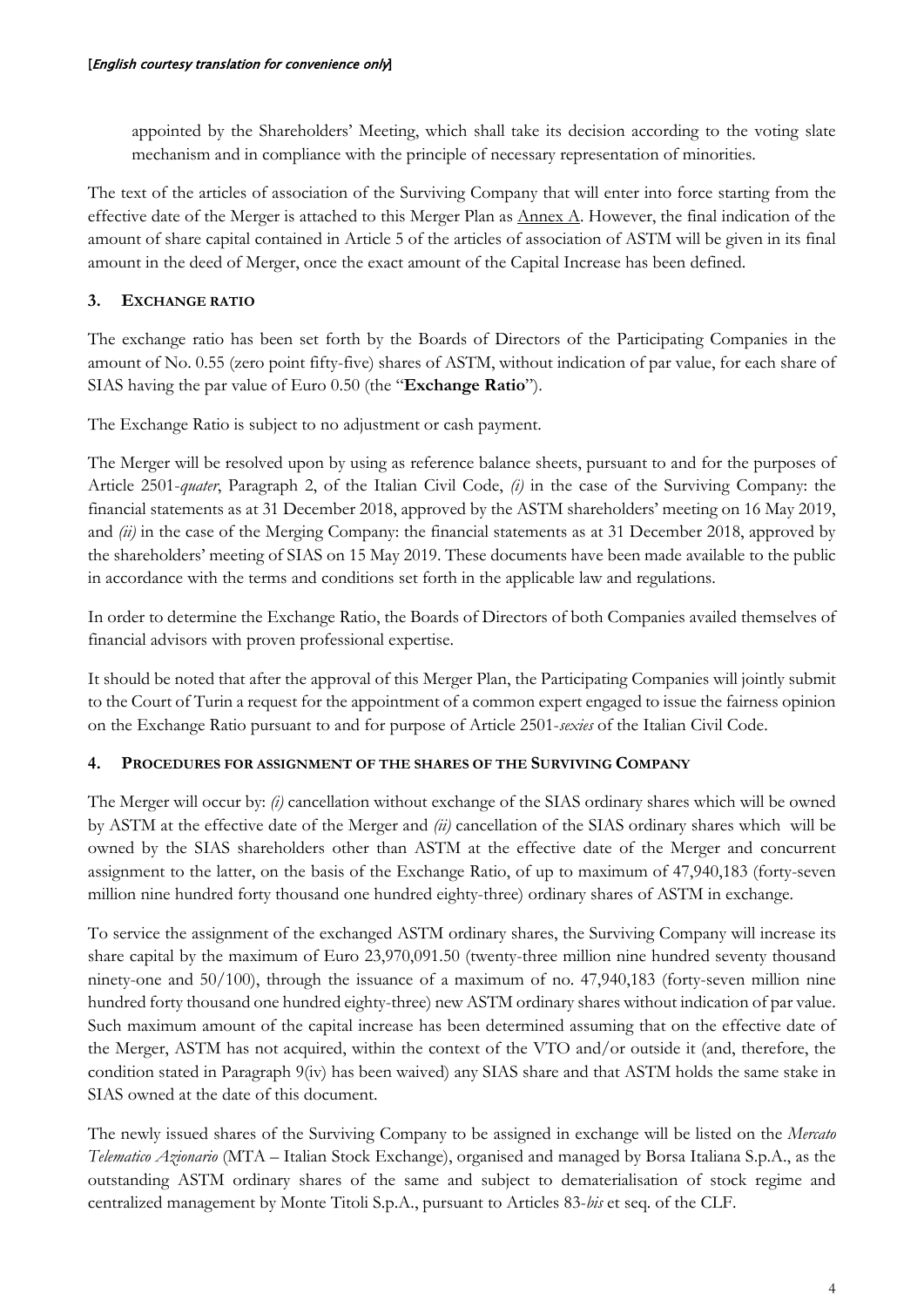appointed by the Shareholders' Meeting, which shall take its decision according to the voting slate mechanism and in compliance with the principle of necessary representation of minorities.

The text of the articles of association of the Surviving Company that will enter into force starting from the effective date of the Merger is attached to this Merger Plan as Annex A. However, the final indication of the amount of share capital contained in Article 5 of the articles of association of ASTM will be given in its final amount in the deed of Merger, once the exact amount of the Capital Increase has been defined.

## 3. EXCHANGE RATIO

The exchange ratio has been set forth by the Boards of Directors of the Participating Companies in the amount of No. 0.55 (zero point fifty-five) shares of ASTM, without indication of par value, for each share of SIAS having the par value of Euro 0.50 (the "**Exchange Ratio**").

The Exchange Ratio is subject to no adjustment or cash payment.

The Merger will be resolved upon by using as reference balance sheets, pursuant to and for the purposes of Article 2501-*quater*, Paragraph 2, of the Italian Civil Code, *(i)* in the case of the Surviving Company: the financial statements as at 31 December 2018, approved by the ASTM shareholders' meeting on 16 May 2019, and *(ii)* in the case of the Merging Company: the financial statements as at 31 December 2018, approved by the shareholders' meeting of SIAS on 15 May 2019. These documents have been made available to the public in accordance with the terms and conditions set forth in the applicable law and regulations.

In order to determine the Exchange Ratio, the Boards of Directors of both Companies availed themselves of financial advisors with proven professional expertise.

It should be noted that after the approval of this Merger Plan, the Participating Companies will jointly submit to the Court of Turin a request for the appointment of a common expert engaged to issue the fairness opinion on the Exchange Ratio pursuant to and for purpose of Article 2501-*sexies* of the Italian Civil Code.

## 4. PROCEDURES FOR ASSIGNMENT OF THE SHARES OF THE SURVIVING COMPANY

The Merger will occur by: *(i)* cancellation without exchange of the SIAS ordinary shares which will be owned by ASTM at the effective date of the Merger and *(ii)* cancellation of the SIAS ordinary shares which will be owned by the SIAS shareholders other than ASTM at the effective date of the Merger and concurrent assignment to the latter, on the basis of the Exchange Ratio, of up to maximum of 47,940,183 (forty-seven million nine hundred forty thousand one hundred eighty-three) ordinary shares of ASTM in exchange.

To service the assignment of the exchanged ASTM ordinary shares, the Surviving Company will increase its share capital by the maximum of Euro 23,970,091.50 (twenty-three million nine hundred seventy thousand ninety-one and 50/100), through the issuance of a maximum of no. 47,940,183 (forty-seven million nine hundred forty thousand one hundred eighty-three) new ASTM ordinary shares without indication of par value. Such maximum amount of the capital increase has been determined assuming that on the effective date of the Merger, ASTM has not acquired, within the context of the VTO and/or outside it (and, therefore, the condition stated in Paragraph 9(iv) has been waived) any SIAS share and that ASTM holds the same stake in SIAS owned at the date of this document.

The newly issued shares of the Surviving Company to be assigned in exchange will be listed on the *Mercato Telematico Azionario* (MTA – Italian Stock Exchange), organised and managed by Borsa Italiana S.p.A., as the outstanding ASTM ordinary shares of the same and subject to dematerialisation of stock regime and centralized management by Monte Titoli S.p.A., pursuant to Articles 83-*bis* et seq. of the CLF.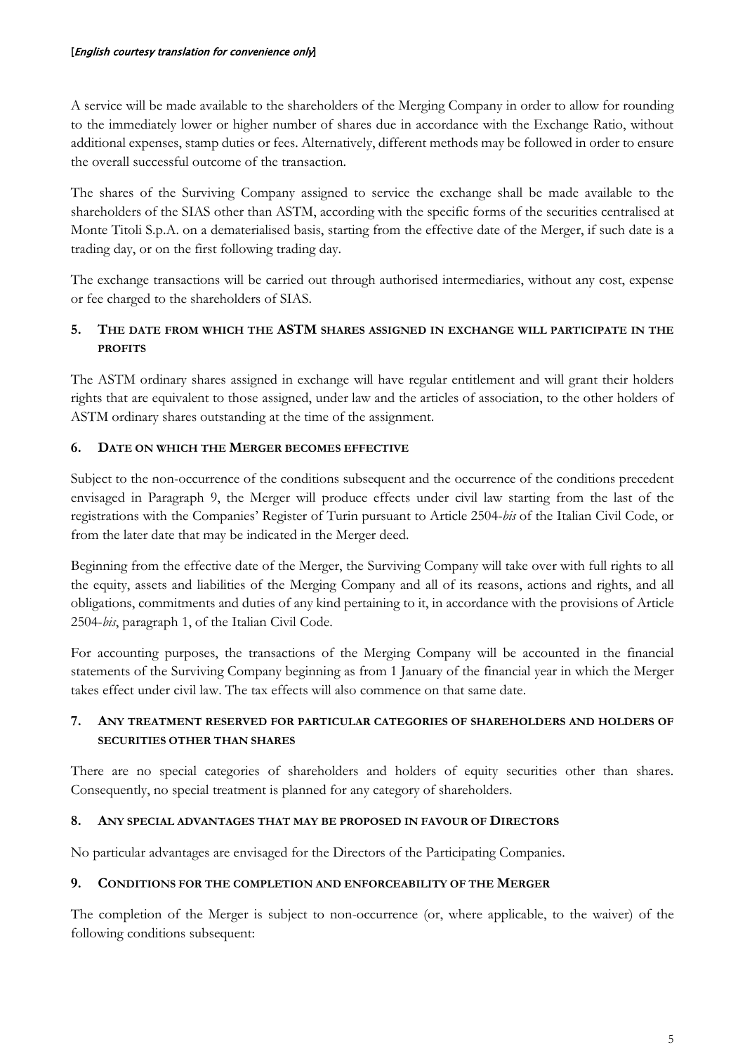A service will be made available to the shareholders of the Merging Company in order to allow for rounding to the immediately lower or higher number of shares due in accordance with the Exchange Ratio, without additional expenses, stamp duties or fees. Alternatively, different methods may be followed in order to ensure the overall successful outcome of the transaction.

The shares of the Surviving Company assigned to service the exchange shall be made available to the shareholders of the SIAS other than ASTM, according with the specific forms of the securities centralised at Monte Titoli S.p.A. on a dematerialised basis, starting from the effective date of the Merger, if such date is a trading day, or on the first following trading day.

The exchange transactions will be carried out through authorised intermediaries, without any cost, expense or fee charged to the shareholders of SIAS.

## 5. THE DATE FROM WHICH THE ASTM SHARES ASSIGNED IN EXCHANGE WILL PARTICIPATE IN THE PROFITS

The ASTM ordinary shares assigned in exchange will have regular entitlement and will grant their holders rights that are equivalent to those assigned, under law and the articles of association, to the other holders of ASTM ordinary shares outstanding at the time of the assignment.

## 6. DATE ON WHICH THE MERGER BECOMES EFFECTIVE

Subject to the non-occurrence of the conditions subsequent and the occurrence of the conditions precedent envisaged in Paragraph 9, the Merger will produce effects under civil law starting from the last of the registrations with the Companies' Register of Turin pursuant to Article 2504-*bis* of the Italian Civil Code, or from the later date that may be indicated in the Merger deed.

Beginning from the effective date of the Merger, the Surviving Company will take over with full rights to all the equity, assets and liabilities of the Merging Company and all of its reasons, actions and rights, and all obligations, commitments and duties of any kind pertaining to it, in accordance with the provisions of Article 2504-*bis*, paragraph 1, of the Italian Civil Code.

For accounting purposes, the transactions of the Merging Company will be accounted in the financial statements of the Surviving Company beginning as from 1 January of the financial year in which the Merger takes effect under civil law. The tax effects will also commence on that same date.

## 7. ANY TREATMENT RESERVED FOR PARTICULAR CATEGORIES OF SHAREHOLDERS AND HOLDERS OF SECURITIES OTHER THAN SHARES

There are no special categories of shareholders and holders of equity securities other than shares. Consequently, no special treatment is planned for any category of shareholders.

## 8. ANY SPECIAL ADVANTAGES THAT MAY BE PROPOSED IN FAVOUR OF DIRECTORS

No particular advantages are envisaged for the Directors of the Participating Companies.

## 9. CONDITIONS FOR THE COMPLETION AND ENFORCEABILITY OF THE MERGER

The completion of the Merger is subject to non-occurrence (or, where applicable, to the waiver) of the following conditions subsequent: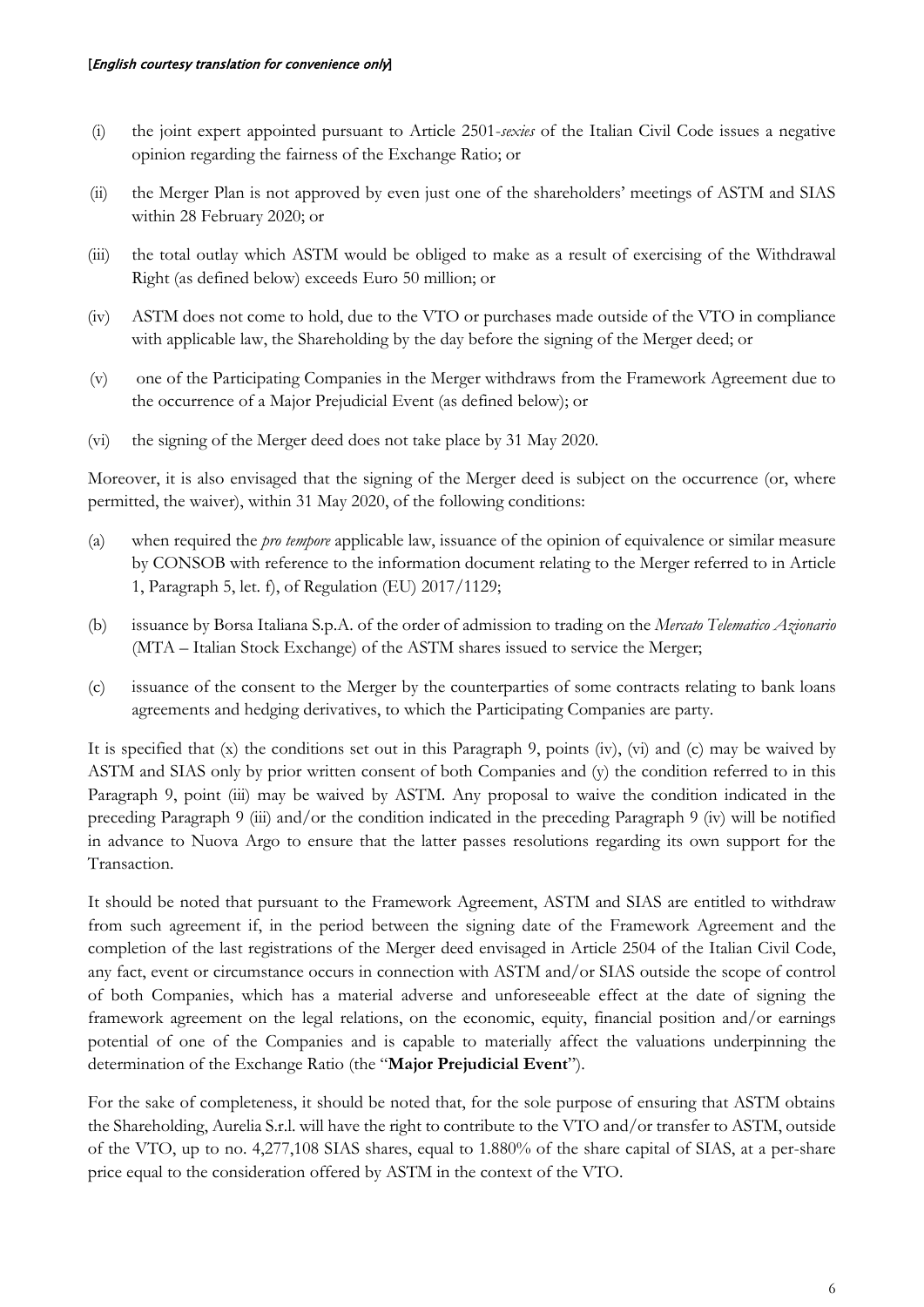(i) the joint expert appointed pursuant to Article 2501-*sexies* of the Italian Civil Code issues a negative opinion regarding the fairness of the Exchange Ratio; or

(ii) the Merger Plan is not approved by even just one of the shareholders' meetings of ASTM and SIAS within 28 February 2020; or

(iii) the total outlay which ASTM would be obliged to make as a result of exercising of the Withdrawal Right (as defined below) exceeds Euro 50 million; or

(iv) ASTM does not come to hold, due to the VTO or purchases made outside of the VTO in compliance with applicable law, the Shareholding by the day before the signing of the Merger deed; or

(v) one of the Participating Companies in the Merger withdraws from the Framework Agreement due to the occurrence of a Major Prejudicial Event (as defined below); or

(vi) the signing of the Merger deed does not take place by 31 May 2020.

Moreover, it is also envisaged that the signing of the Merger deed is subject on the occurrence (or, where permitted, the waiver), within 31 May 2020, of the following conditions:

(a) when required the *pro tempore* applicable law, issuance of the opinion of equivalence or similar measure by CONSOB with reference to the information document relating to the Merger referred to in Article 1, Paragraph 5, let. f), of Regulation (EU) 2017/1129;

(b) issuance by Borsa Italiana S.p.A. of the order of admission to trading on the *Mercato Telematico Azionario* (MTA – Italian Stock Exchange) of the ASTM shares issued to service the Merger;

(c) issuance of the consent to the Merger by the counterparties of some contracts relating to bank loans agreements and hedging derivatives, to which the Participating Companies are party.

It is specified that (x) the conditions set out in this Paragraph 9, points (iv), (vi) and (c) may be waived by ASTM and SIAS only by prior written consent of both Companies and (y) the condition referred to in this Paragraph 9, point (iii) may be waived by ASTM. Any proposal to waive the condition indicated in the preceding Paragraph 9 (iii) and/or the condition indicated in the preceding Paragraph 9 (iv) will be notified in advance to Nuova Argo to ensure that the latter passes resolutions regarding its own support for the Transaction.

It should be noted that pursuant to the Framework Agreement, ASTM and SIAS are entitled to withdraw from such agreement if, in the period between the signing date of the Framework Agreement and the completion of the last registrations of the Merger deed envisaged in Article 2504 of the Italian Civil Code, any fact, event or circumstance occurs in connection with ASTM and/or SIAS outside the scope of control of both Companies, which has a material adverse and unforeseeable effect at the date of signing the framework agreement on the legal relations, on the economic, equity, financial position and/or earnings potential of one of the Companies and is capable to materially affect the valuations underpinning the determination of the Exchange Ratio (the "**Major Prejudicial Event**").

For the sake of completeness, it should be noted that, for the sole purpose of ensuring that ASTM obtains the Shareholding, Aurelia S.r.l. will have the right to contribute to the VTO and/or transfer to ASTM, outside of the VTO, up to no. 4,277,108 SIAS shares, equal to 1.880% of the share capital of SIAS, at a per-share price equal to the consideration offered by ASTM in the context of the VTO.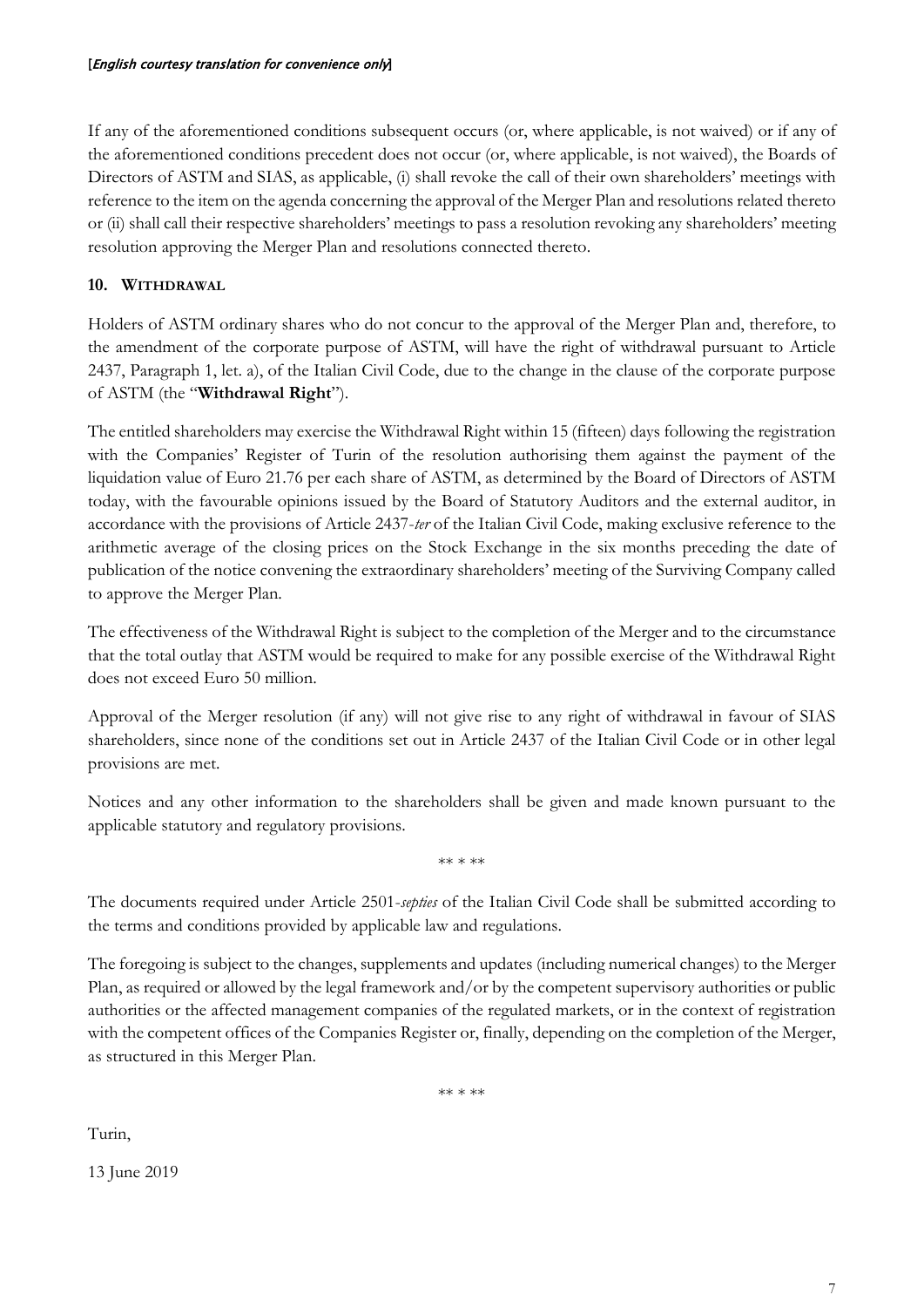[*English courtesy translation for convenience only*]

If any of the aforementioned conditions subsequent occurs (or, where applicable, is not waived) or if any of the aforementioned conditions precedent does not occur (or, where applicable, is not waived), the Boards of Directors of ASTM and SIAS, as applicable, (i) shall revoke the call of their own shareholders' meetings with reference to the item on the agenda concerning the approval of the Merger Plan and resolutions related thereto or (ii) shall call their respective shareholders' meetings to pass a resolution revoking any shareholders' meeting resolution approving the Merger Plan and resolutions connected thereto.

## 10. WITHDRAWAL

Holders of ASTM ordinary shares who do not concur to the approval of the Merger Plan and, therefore, to the amendment of the corporate purpose of ASTM, will have the right of withdrawal pursuant to Article 2437, Paragraph 1, let. a), of the Italian Civil Code, due to the change in the clause of the corporate purpose of ASTM (the "**Withdrawal Right**").

The entitled shareholders may exercise the Withdrawal Right within 15 (fifteen) days following the registration with the Companies' Register of Turin of the resolution authorising them against the payment of the liquidation value of Euro 21.76 per each share of ASTM, as determined by the Board of Directors of ASTM today, with the favourable opinions issued by the Board of Statutory Auditors and the external auditor, in accordance with the provisions of Article 2437-*ter* of the Italian Civil Code, making exclusive reference to the arithmetic average of the closing prices on the Stock Exchange in the six months preceding the date of publication of the notice convening the extraordinary shareholders' meeting of the Surviving Company called to approve the Merger Plan.

The effectiveness of the Withdrawal Right is subject to the completion of the Merger and to the circumstance that the total outlay that ASTM would be required to make for any possible exercise of the Withdrawal Right does not exceed Euro 50 million.

Approval of the Merger resolution (if any) will not give rise to any right of withdrawal in favour of SIAS shareholders, since none of the conditions set out in Article 2437 of the Italian Civil Code or in other legal provisions are met.

Notices and any other information to the shareholders shall be given and made known pursuant to the applicable statutory and regulatory provisions.

** * **

The documents required under Article 2501-*septies* of the Italian Civil Code shall be submitted according to the terms and conditions provided by applicable law and regulations.

The foregoing is subject to the changes, supplements and updates (including numerical changes) to the Merger Plan, as required or allowed by the legal framework and/or by the competent supervisory authorities or public authorities or the affected management companies of the regulated markets, or in the context of registration with the competent offices of the Companies Register or, finally, depending on the completion of the Merger, as structured in this Merger Plan.

** * **

Turin,

13 June 2019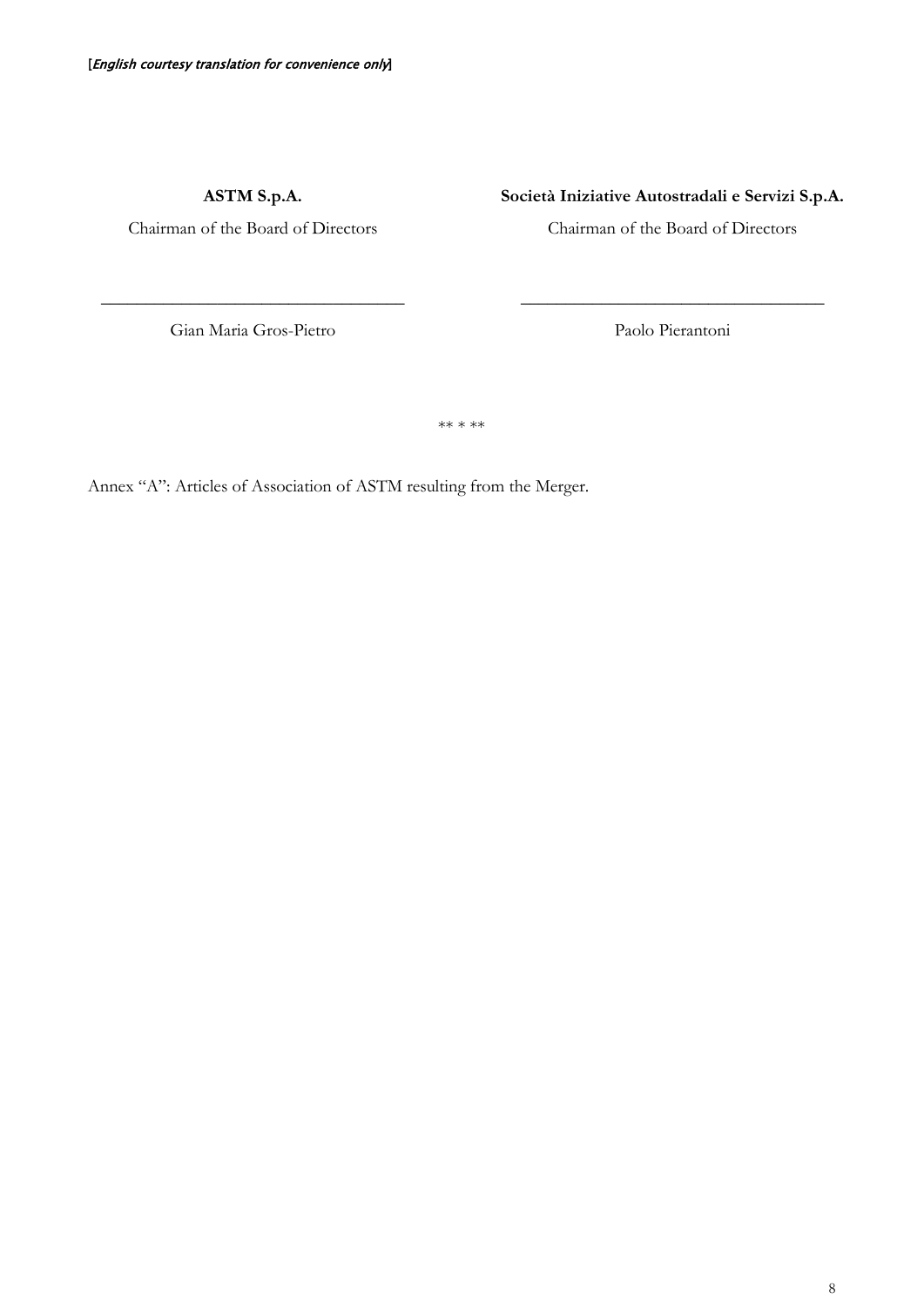[*English courtesy translation for convenience only*]

**ASTM S.p.A.**

Chairman of the Board of Directors

\_\_\_\_\_\_\_\_\_\_\_\_\_\_\_\_\_\_\_\_\_\_\_\_\_\_\_\_\_\_\_\_\_\_\_\_

Gian Maria Gros-Pietro

**Società Iniziative Autostradali e Servizi S.p.A.**

Chairman of the Board of Directors

\_\_\_\_\_\_\_\_\_\_\_\_\_\_\_\_\_\_\_\_\_\_\_\_\_\_\_\_\_\_\_\_\_\_\_\_

Paolo Pierantoni

** * **

Annex "A": Articles of Association of ASTM resulting from the Merger.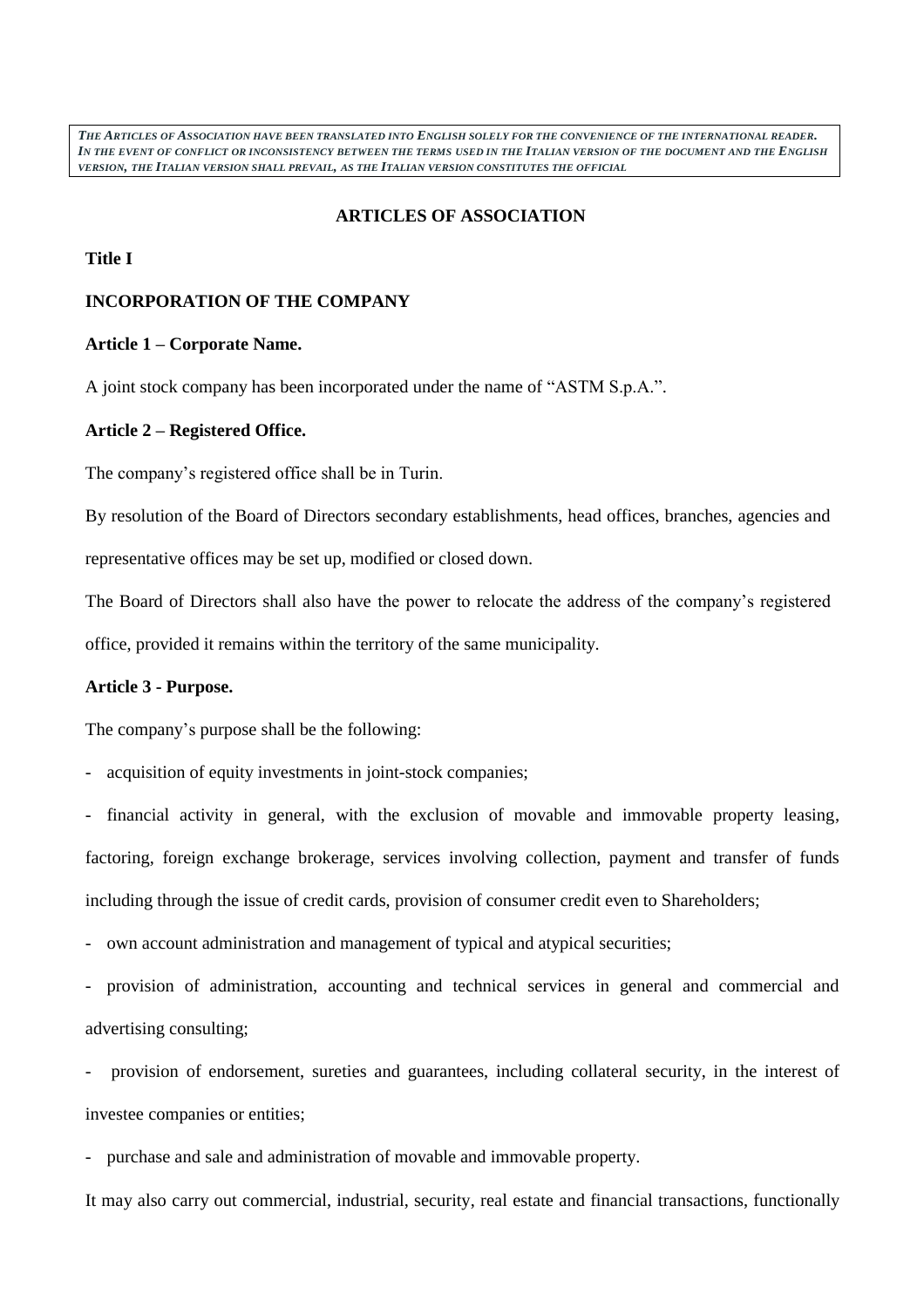*THE ARTICLES OF ASSOCIATION HAVE BEEN TRANSLATED INTO ENGLISH SOLELY FOR THE CONVENIENCE OF THE INTERNATIONAL READER. IN THE EVENT OF CONFLICT OR INCONSISTENCY BETWEEN THE TERMS USED IN THE ITALIAN VERSION OF THE DOCUMENT AND THE ENGLISH VERSION, THE ITALIAN VERSION SHALL PREVAIL, AS THE ITALIAN VERSION CONSTITUTES THE OFFICIAL*

# ARTICLES OF ASSOCIATION

## Title I

## INCORPORATION OF THE COMPANY

### Article 1 – Corporate Name.

A joint stock company has been incorporated under the name of "ASTM S.p.A.".

### Article 2 – Registered Office.

The company's registered office shall be in Turin.

By resolution of the Board of Directors secondary establishments, head offices, branches, agencies and representative offices may be set up, modified or closed down.

The Board of Directors shall also have the power to relocate the address of the company's registered office, provided it remains within the territory of the same municipality.

### Article 3 - Purpose.

The company's purpose shall be the following:

- acquisition of equity investments in joint-stock companies;
- financial activity in general, with the exclusion of movable and immovable property leasing, factoring, foreign exchange brokerage, services involving collection, payment and transfer of funds including through the issue of credit cards, provision of consumer credit even to Shareholders;
- own account administration and management of typical and atypical securities;
- provision of administration, accounting and technical services in general and commercial and advertising consulting;
- provision of endorsement, sureties and guarantees, including collateral security, in the interest of investee companies or entities;
- purchase and sale and administration of movable and immovable property.

It may also carry out commercial, industrial, security, real estate and financial transactions, functionally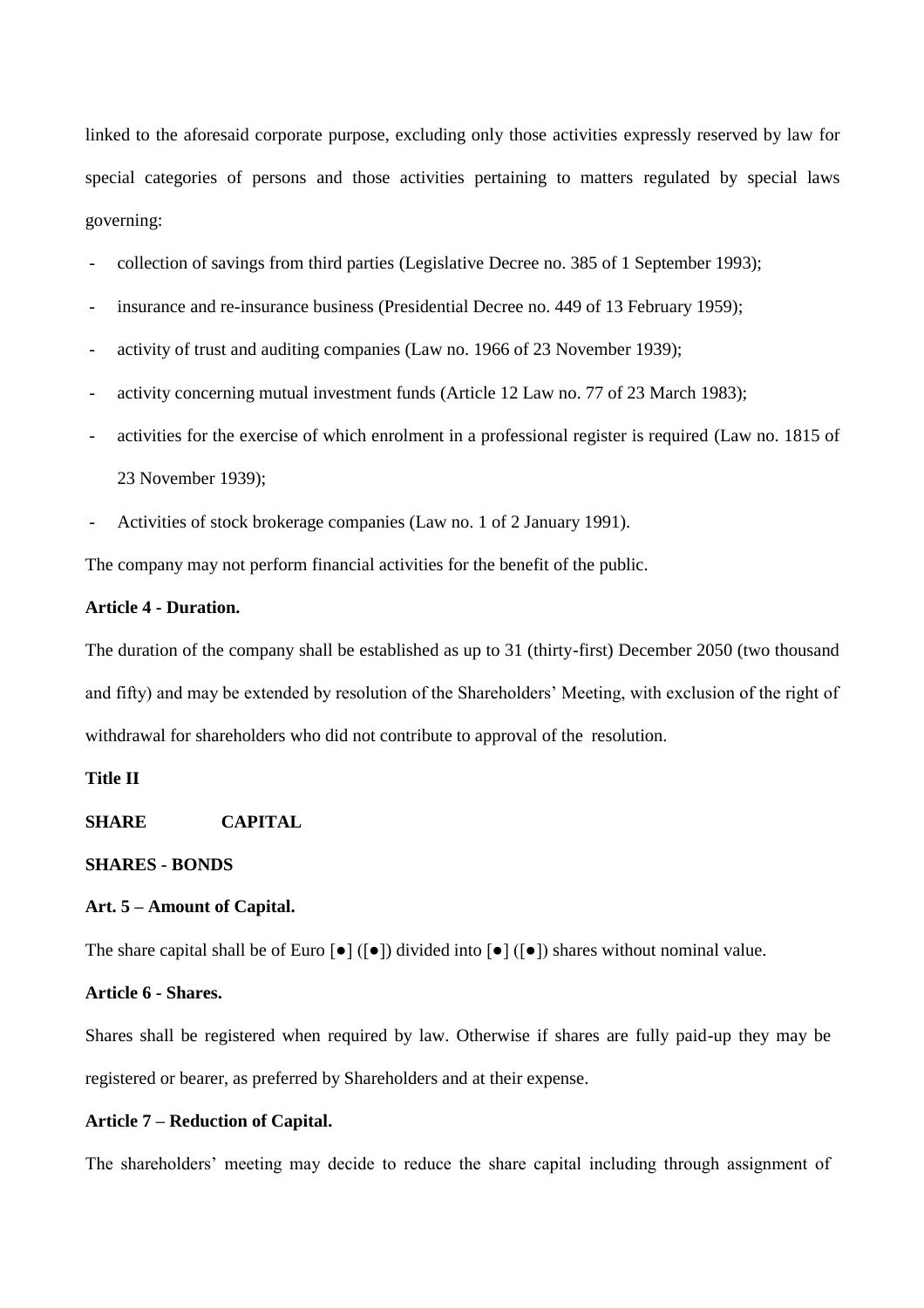linked to the aforesaid corporate purpose, excluding only those activities expressly reserved by law for special categories of persons and those activities pertaining to matters regulated by special laws governing:

- collection of savings from third parties (Legislative Decree no. 385 of 1 September 1993);
- insurance and re-insurance business (Presidential Decree no. 449 of 13 February 1959);
- activity of trust and auditing companies (Law no. 1966 of 23 November 1939);
- activity concerning mutual investment funds (Article 12 Law no. 77 of 23 March 1983);
- activities for the exercise of which enrolment in a professional register is required (Law no. 1815 of 23 November 1939);
- Activities of stock brokerage companies (Law no. 1 of 2 January 1991).

The company may not perform financial activities for the benefit of the public.

**Article 4 - Duration.**

The duration of the company shall be established as up to 31 (thirty-first) December 2050 (two thousand and fifty) and may be extended by resolution of the Shareholders' Meeting, with exclusion of the right of withdrawal for shareholders who did not contribute to approval of the resolution.

**Title II**

**SHARE CAPITAL**

**SHARES - BONDS**

**Art. 5 – Amount of Capital.**

The share capital shall be of Euro [●] ([●]) divided into [●] ([●]) shares without nominal value.

**Article 6 - Shares.**

Shares shall be registered when required by law. Otherwise if shares are fully paid-up they may be registered or bearer, as preferred by Shareholders and at their expense.

**Article 7 – Reduction of Capital.**

The shareholders' meeting may decide to reduce the share capital including through assignment of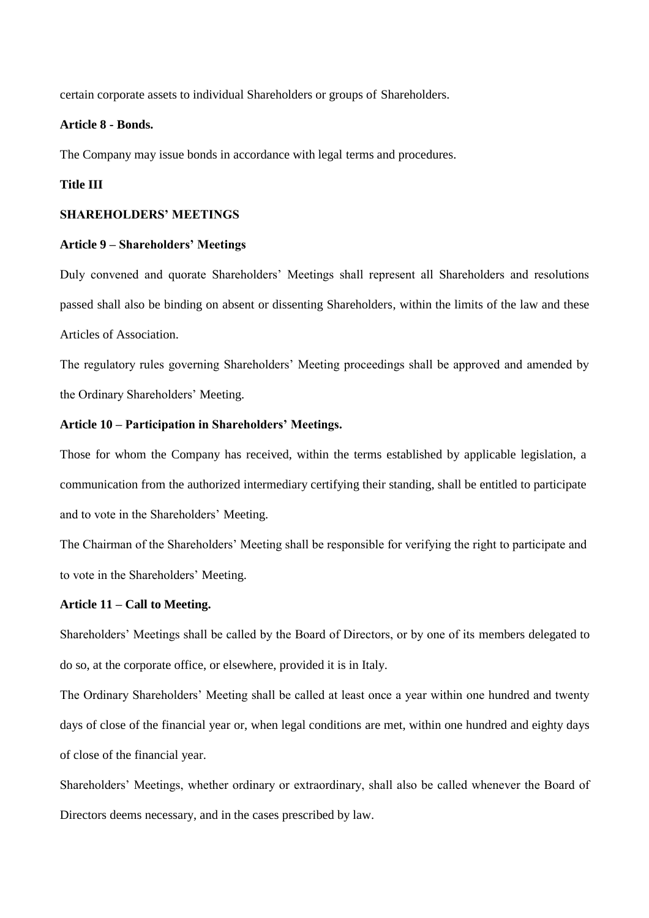certain corporate assets to individual Shareholders or groups of Shareholders.

**Article 8 - Bonds.**

The Company may issue bonds in accordance with legal terms and procedures.

**Title III**

**SHAREHOLDERS' MEETINGS**

**Article 9 – Shareholders' Meetings**

Duly convened and quorate Shareholders' Meetings shall represent all Shareholders and resolutions passed shall also be binding on absent or dissenting Shareholders, within the limits of the law and these Articles of Association.

The regulatory rules governing Shareholders' Meeting proceedings shall be approved and amended by the Ordinary Shareholders' Meeting.

**Article 10 – Participation in Shareholders' Meetings.**

Those for whom the Company has received, within the terms established by applicable legislation, a communication from the authorized intermediary certifying their standing, shall be entitled to participate and to vote in the Shareholders' Meeting.

The Chairman of the Shareholders' Meeting shall be responsible for verifying the right to participate and to vote in the Shareholders' Meeting.

**Article 11 – Call to Meeting.**

Shareholders' Meetings shall be called by the Board of Directors, or by one of its members delegated to do so, at the corporate office, or elsewhere, provided it is in Italy.

The Ordinary Shareholders' Meeting shall be called at least once a year within one hundred and twenty days of close of the financial year or, when legal conditions are met, within one hundred and eighty days of close of the financial year.

Shareholders' Meetings, whether ordinary or extraordinary, shall also be called whenever the Board of Directors deems necessary, and in the cases prescribed by law.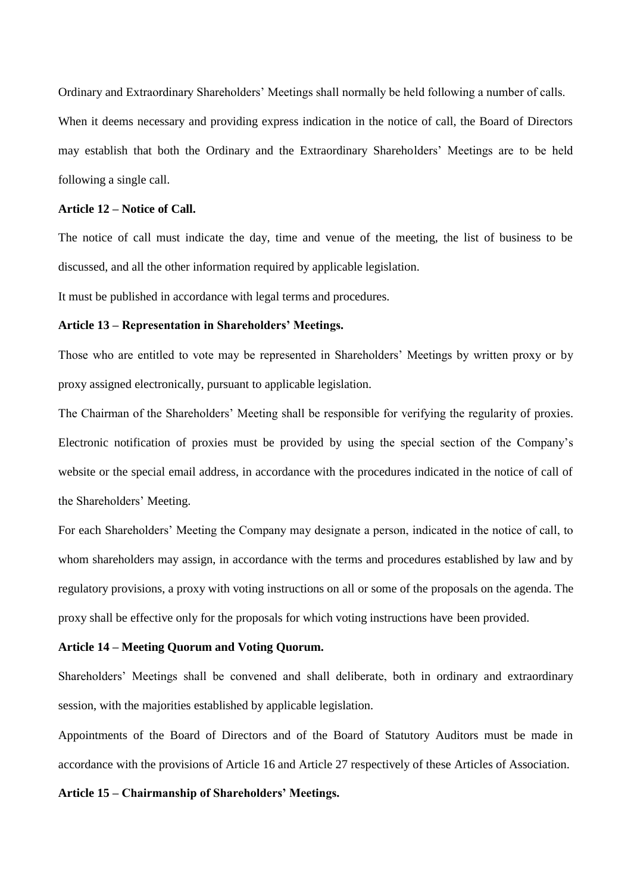Ordinary and Extraordinary Shareholders' Meetings shall normally be held following a number of calls.

When it deems necessary and providing express indication in the notice of call, the Board of Directors may establish that both the Ordinary and the Extraordinary Shareholders' Meetings are to be held following a single call.

**Article 12 – Notice of Call.**

The notice of call must indicate the day, time and venue of the meeting, the list of business to be discussed, and all the other information required by applicable legislation.

It must be published in accordance with legal terms and procedures.

**Article 13 – Representation in Shareholders' Meetings.**

Those who are entitled to vote may be represented in Shareholders' Meetings by written proxy or by proxy assigned electronically, pursuant to applicable legislation.

The Chairman of the Shareholders' Meeting shall be responsible for verifying the regularity of proxies. Electronic notification of proxies must be provided by using the special section of the Company's website or the special email address, in accordance with the procedures indicated in the notice of call of the Shareholders' Meeting.

For each Shareholders' Meeting the Company may designate a person, indicated in the notice of call, to whom shareholders may assign, in accordance with the terms and procedures established by law and by regulatory provisions, a proxy with voting instructions on all or some of the proposals on the agenda. The proxy shall be effective only for the proposals for which voting instructions have been provided.

**Article 14 – Meeting Quorum and Voting Quorum.**

Shareholders' Meetings shall be convened and shall deliberate, both in ordinary and extraordinary session, with the majorities established by applicable legislation.

Appointments of the Board of Directors and of the Board of Statutory Auditors must be made in accordance with the provisions of Article 16 and Article 27 respectively of these Articles of Association.

**Article 15 – Chairmanship of Shareholders' Meetings.**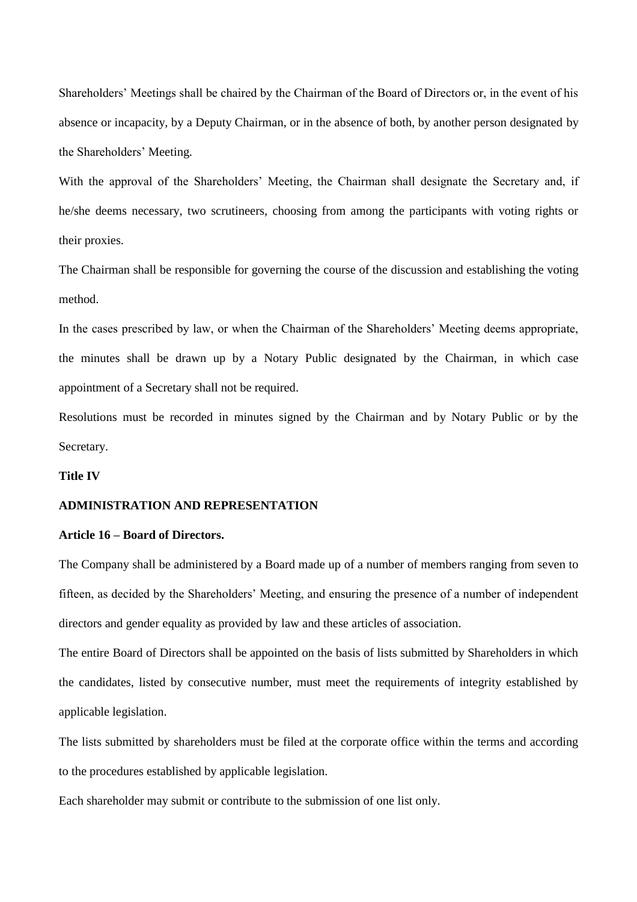Shareholders' Meetings shall be chaired by the Chairman of the Board of Directors or, in the event of his absence or incapacity, by a Deputy Chairman, or in the absence of both, by another person designated by the Shareholders' Meeting.

With the approval of the Shareholders' Meeting, the Chairman shall designate the Secretary and, if he/she deems necessary, two scrutineers, choosing from among the participants with voting rights or their proxies.

The Chairman shall be responsible for governing the course of the discussion and establishing the voting method.

In the cases prescribed by law, or when the Chairman of the Shareholders' Meeting deems appropriate, the minutes shall be drawn up by a Notary Public designated by the Chairman, in which case appointment of a Secretary shall not be required.

Resolutions must be recorded in minutes signed by the Chairman and by Notary Public or by the Secretary.

## Title IV

## ADMINISTRATION AND REPRESENTATION

### Article 16 – Board of Directors.

The Company shall be administered by a Board made up of a number of members ranging from seven to fifteen, as decided by the Shareholders' Meeting, and ensuring the presence of a number of independent directors and gender equality as provided by law and these articles of association.

The entire Board of Directors shall be appointed on the basis of lists submitted by Shareholders in which the candidates, listed by consecutive number, must meet the requirements of integrity established by applicable legislation.

The lists submitted by shareholders must be filed at the corporate office within the terms and according to the procedures established by applicable legislation.

Each shareholder may submit or contribute to the submission of one list only.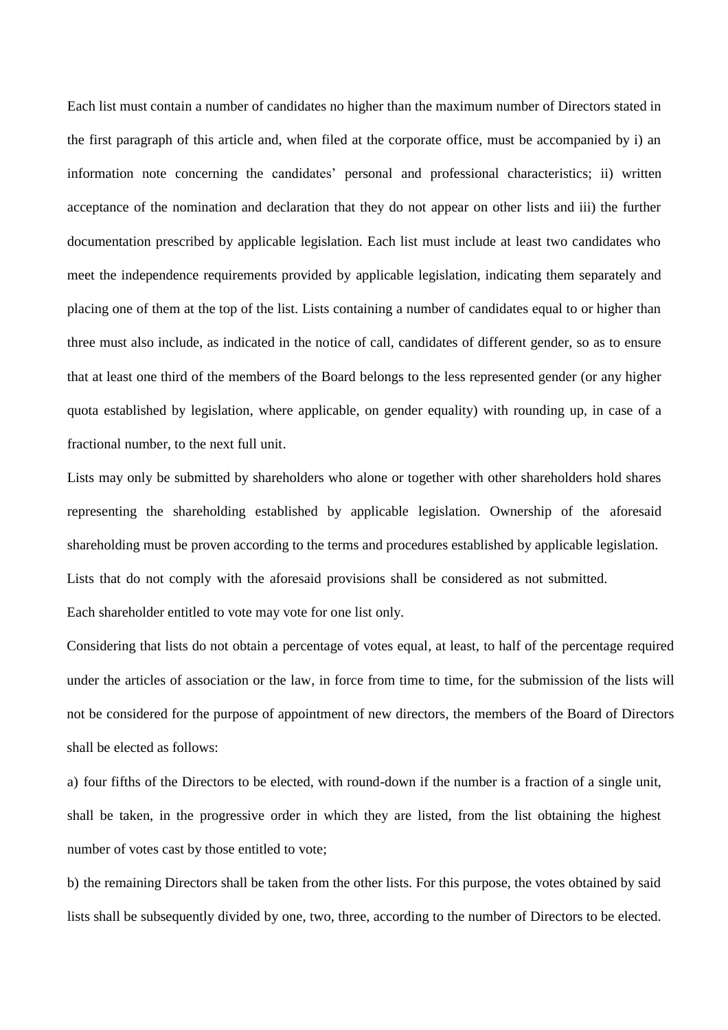Each list must contain a number of candidates no higher than the maximum number of Directors stated in the first paragraph of this article and, when filed at the corporate office, must be accompanied by i) an information note concerning the candidates' personal and professional characteristics; ii) written acceptance of the nomination and declaration that they do not appear on other lists and iii) the further documentation prescribed by applicable legislation. Each list must include at least two candidates who meet the independence requirements provided by applicable legislation, indicating them separately and placing one of them at the top of the list. Lists containing a number of candidates equal to or higher than three must also include, as indicated in the notice of call, candidates of different gender, so as to ensure that at least one third of the members of the Board belongs to the less represented gender (or any higher quota established by legislation, where applicable, on gender equality) with rounding up, in case of a fractional number, to the next full unit.

Lists may only be submitted by shareholders who alone or together with other shareholders hold shares representing the shareholding established by applicable legislation. Ownership of the aforesaid shareholding must be proven according to the terms and procedures established by applicable legislation. Lists that do not comply with the aforesaid provisions shall be considered as not submitted.

Each shareholder entitled to vote may vote for one list only.

Considering that lists do not obtain a percentage of votes equal, at least, to half of the percentage required under the articles of association or the law, in force from time to time, for the submission of the lists will not be considered for the purpose of appointment of new directors, the members of the Board of Directors shall be elected as follows:

a) four fifths of the Directors to be elected, with round-down if the number is a fraction of a single unit, shall be taken, in the progressive order in which they are listed, from the list obtaining the highest number of votes cast by those entitled to vote;

b) the remaining Directors shall be taken from the other lists. For this purpose, the votes obtained by said lists shall be subsequently divided by one, two, three, according to the number of Directors to be elected.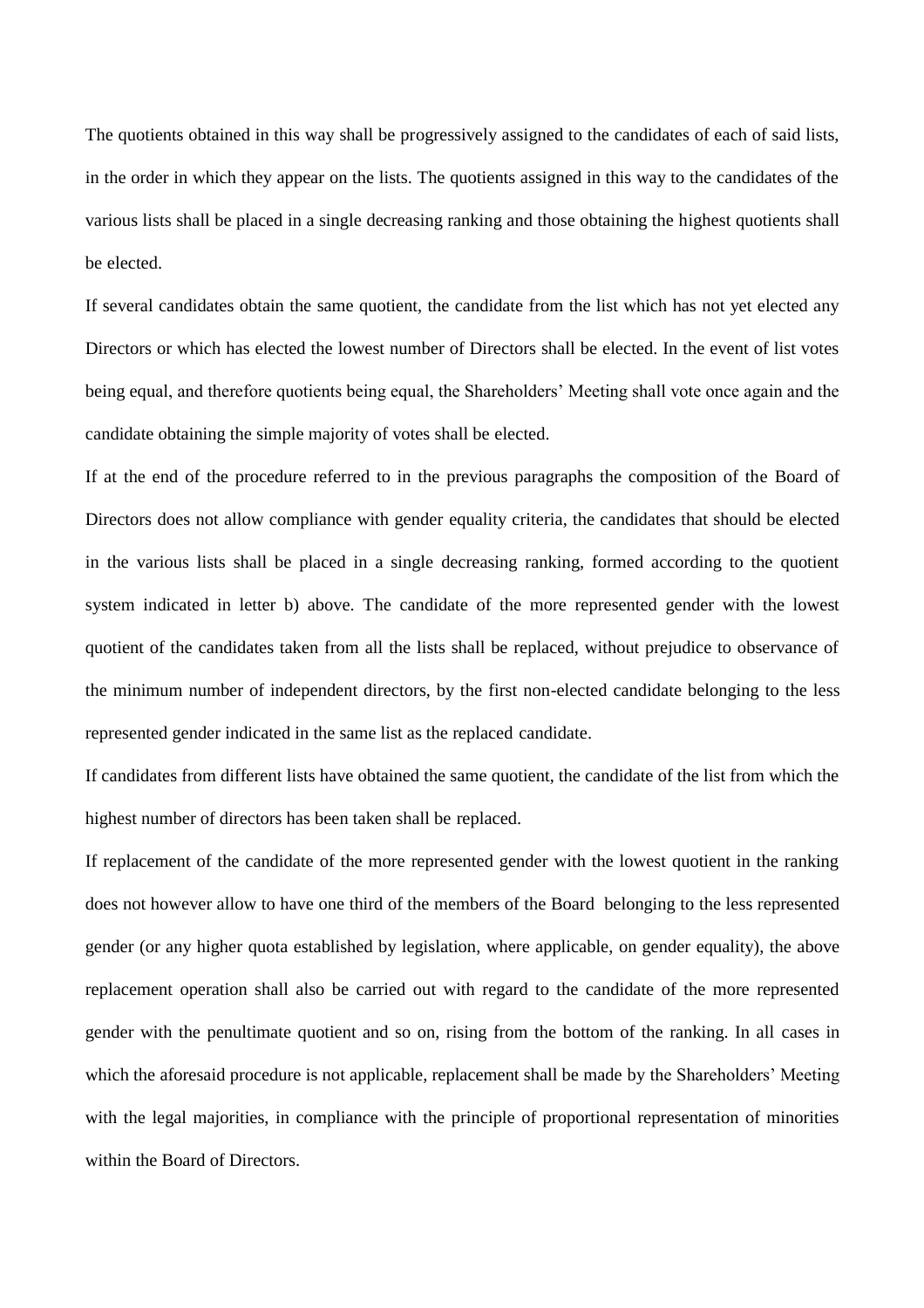The quotients obtained in this way shall be progressively assigned to the candidates of each of said lists, in the order in which they appear on the lists. The quotients assigned in this way to the candidates of the various lists shall be placed in a single decreasing ranking and those obtaining the highest quotients shall be elected.

If several candidates obtain the same quotient, the candidate from the list which has not yet elected any Directors or which has elected the lowest number of Directors shall be elected. In the event of list votes being equal, and therefore quotients being equal, the Shareholders' Meeting shall vote once again and the candidate obtaining the simple majority of votes shall be elected.

If at the end of the procedure referred to in the previous paragraphs the composition of the Board of Directors does not allow compliance with gender equality criteria, the candidates that should be elected in the various lists shall be placed in a single decreasing ranking, formed according to the quotient system indicated in letter b) above. The candidate of the more represented gender with the lowest quotient of the candidates taken from all the lists shall be replaced, without prejudice to observance of the minimum number of independent directors, by the first non-elected candidate belonging to the less represented gender indicated in the same list as the replaced candidate.

If candidates from different lists have obtained the same quotient, the candidate of the list from which the highest number of directors has been taken shall be replaced.

If replacement of the candidate of the more represented gender with the lowest quotient in the ranking does not however allow to have one third of the members of the Board belonging to the less represented gender (or any higher quota established by legislation, where applicable, on gender equality), the above replacement operation shall also be carried out with regard to the candidate of the more represented gender with the penultimate quotient and so on, rising from the bottom of the ranking. In all cases in which the aforesaid procedure is not applicable, replacement shall be made by the Shareholders' Meeting with the legal majorities, in compliance with the principle of proportional representation of minorities within the Board of Directors.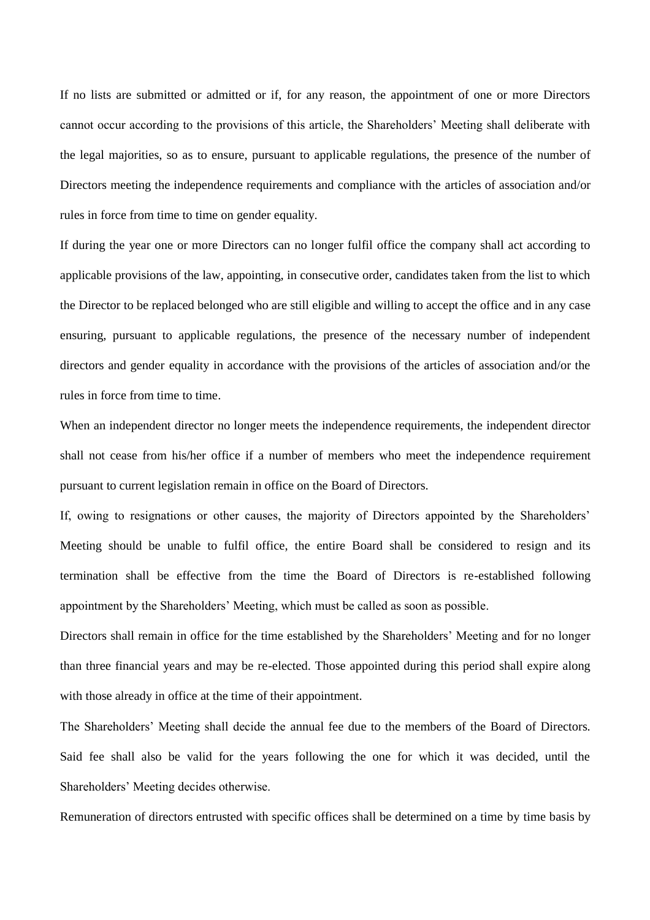If no lists are submitted or admitted or if, for any reason, the appointment of one or more Directors cannot occur according to the provisions of this article, the Shareholders' Meeting shall deliberate with the legal majorities, so as to ensure, pursuant to applicable regulations, the presence of the number of Directors meeting the independence requirements and compliance with the articles of association and/or rules in force from time to time on gender equality.

If during the year one or more Directors can no longer fulfil office the company shall act according to applicable provisions of the law, appointing, in consecutive order, candidates taken from the list to which the Director to be replaced belonged who are still eligible and willing to accept the office and in any case ensuring, pursuant to applicable regulations, the presence of the necessary number of independent directors and gender equality in accordance with the provisions of the articles of association and/or the rules in force from time to time.

When an independent director no longer meets the independence requirements, the independent director shall not cease from his/her office if a number of members who meet the independence requirement pursuant to current legislation remain in office on the Board of Directors.

If, owing to resignations or other causes, the majority of Directors appointed by the Shareholders' Meeting should be unable to fulfil office, the entire Board shall be considered to resign and its termination shall be effective from the time the Board of Directors is re-established following appointment by the Shareholders' Meeting, which must be called as soon as possible.

Directors shall remain in office for the time established by the Shareholders' Meeting and for no longer than three financial years and may be re-elected. Those appointed during this period shall expire along with those already in office at the time of their appointment.

The Shareholders' Meeting shall decide the annual fee due to the members of the Board of Directors. Said fee shall also be valid for the years following the one for which it was decided, until the Shareholders' Meeting decides otherwise.

Remuneration of directors entrusted with specific offices shall be determined on a time by time basis by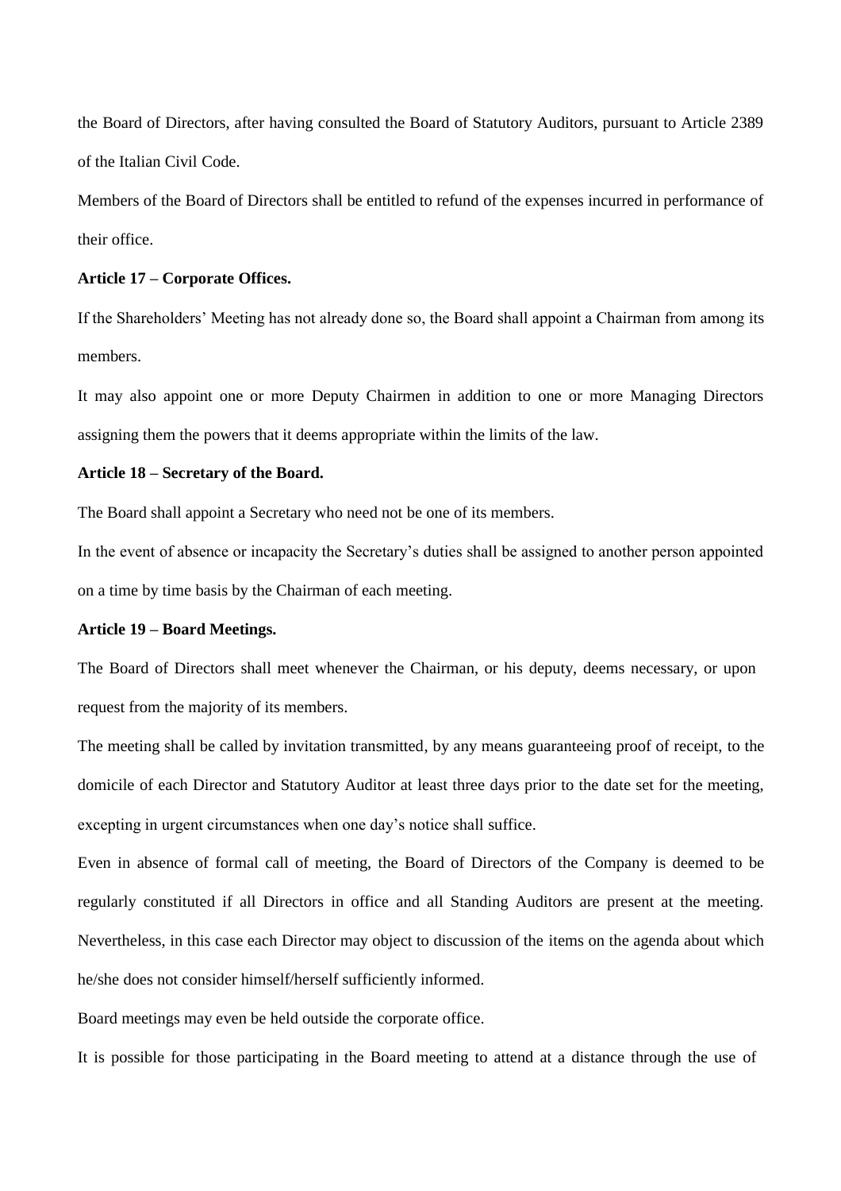the Board of Directors, after having consulted the Board of Statutory Auditors, pursuant to Article 2389 of the Italian Civil Code.

Members of the Board of Directors shall be entitled to refund of the expenses incurred in performance of their office.

**Article 17 – Corporate Offices.**

If the Shareholders' Meeting has not already done so, the Board shall appoint a Chairman from among its members.

It may also appoint one or more Deputy Chairmen in addition to one or more Managing Directors assigning them the powers that it deems appropriate within the limits of the law.

**Article 18 – Secretary of the Board.**

The Board shall appoint a Secretary who need not be one of its members.

In the event of absence or incapacity the Secretary's duties shall be assigned to another person appointed on a time by time basis by the Chairman of each meeting.

**Article 19 – Board Meetings.**

The Board of Directors shall meet whenever the Chairman, or his deputy, deems necessary, or upon request from the majority of its members.

The meeting shall be called by invitation transmitted, by any means guaranteeing proof of receipt, to the domicile of each Director and Statutory Auditor at least three days prior to the date set for the meeting, excepting in urgent circumstances when one day's notice shall suffice.

Even in absence of formal call of meeting, the Board of Directors of the Company is deemed to be regularly constituted if all Directors in office and all Standing Auditors are present at the meeting. Nevertheless, in this case each Director may object to discussion of the items on the agenda about which he/she does not consider himself/herself sufficiently informed.

Board meetings may even be held outside the corporate office.

It is possible for those participating in the Board meeting to attend at a distance through the use of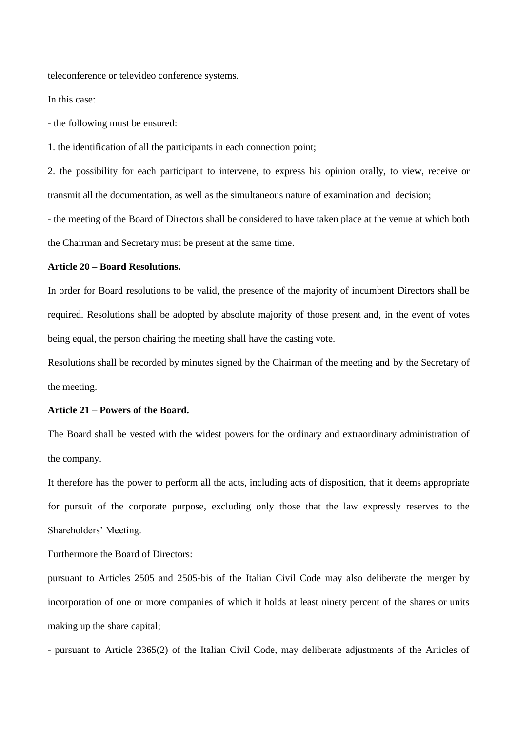teleconference or televideo conference systems.

In this case:

- the following must be ensured:

1. the identification of all the participants in each connection point;

2. the possibility for each participant to intervene, to express his opinion orally, to view, receive or transmit all the documentation, as well as the simultaneous nature of examination and decision;

- the meeting of the Board of Directors shall be considered to have taken place at the venue at which both the Chairman and Secretary must be present at the same time.

**Article 20 – Board Resolutions.**

In order for Board resolutions to be valid, the presence of the majority of incumbent Directors shall be required. Resolutions shall be adopted by absolute majority of those present and, in the event of votes being equal, the person chairing the meeting shall have the casting vote.

Resolutions shall be recorded by minutes signed by the Chairman of the meeting and by the Secretary of the meeting.

**Article 21 – Powers of the Board.**

The Board shall be vested with the widest powers for the ordinary and extraordinary administration of the company.

It therefore has the power to perform all the acts, including acts of disposition, that it deems appropriate for pursuit of the corporate purpose, excluding only those that the law expressly reserves to the Shareholders' Meeting.

Furthermore the Board of Directors:

pursuant to Articles 2505 and 2505-bis of the Italian Civil Code may also deliberate the merger by incorporation of one or more companies of which it holds at least ninety percent of the shares or units making up the share capital;

- pursuant to Article 2365(2) of the Italian Civil Code, may deliberate adjustments of the Articles of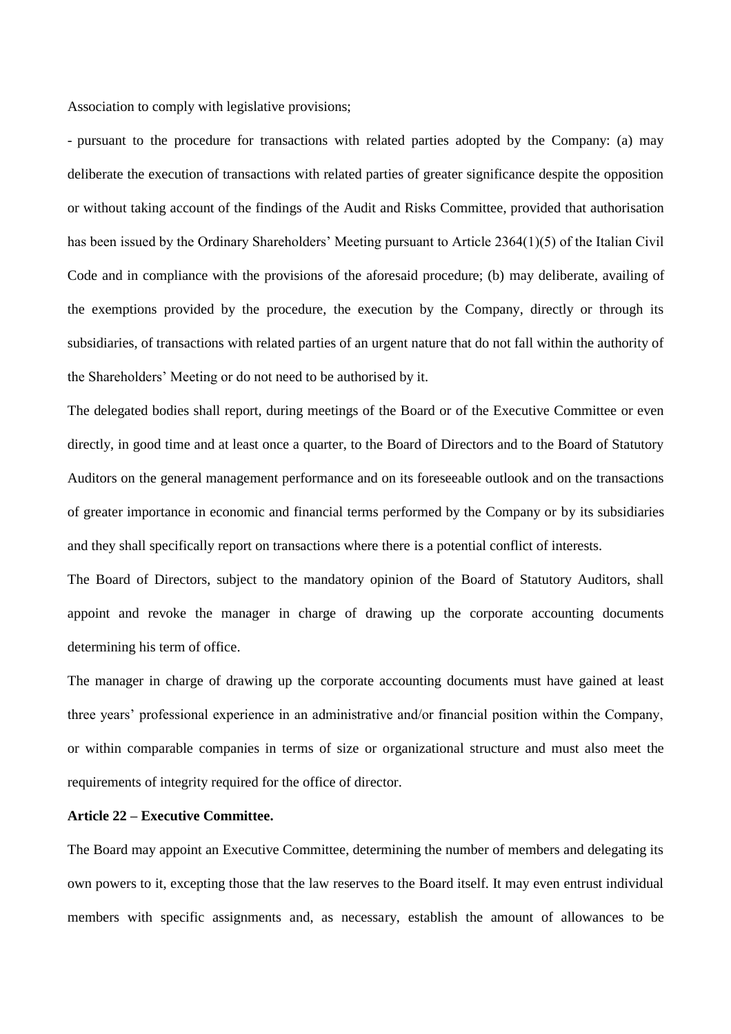Association to comply with legislative provisions;

- pursuant to the procedure for transactions with related parties adopted by the Company: (a) may deliberate the execution of transactions with related parties of greater significance despite the opposition or without taking account of the findings of the Audit and Risks Committee, provided that authorisation has been issued by the Ordinary Shareholders' Meeting pursuant to Article 2364(1)(5) of the Italian Civil Code and in compliance with the provisions of the aforesaid procedure; (b) may deliberate, availing of the exemptions provided by the procedure, the execution by the Company, directly or through its subsidiaries, of transactions with related parties of an urgent nature that do not fall within the authority of the Shareholders' Meeting or do not need to be authorised by it.

The delegated bodies shall report, during meetings of the Board or of the Executive Committee or even directly, in good time and at least once a quarter, to the Board of Directors and to the Board of Statutory Auditors on the general management performance and on its foreseeable outlook and on the transactions of greater importance in economic and financial terms performed by the Company or by its subsidiaries and they shall specifically report on transactions where there is a potential conflict of interests.

The Board of Directors, subject to the mandatory opinion of the Board of Statutory Auditors, shall appoint and revoke the manager in charge of drawing up the corporate accounting documents determining his term of office.

The manager in charge of drawing up the corporate accounting documents must have gained at least three years' professional experience in an administrative and/or financial position within the Company, or within comparable companies in terms of size or organizational structure and must also meet the requirements of integrity required for the office of director.

**Article 22 – Executive Committee.**

The Board may appoint an Executive Committee, determining the number of members and delegating its own powers to it, excepting those that the law reserves to the Board itself. It may even entrust individual members with specific assignments and, as necessary, establish the amount of allowances to be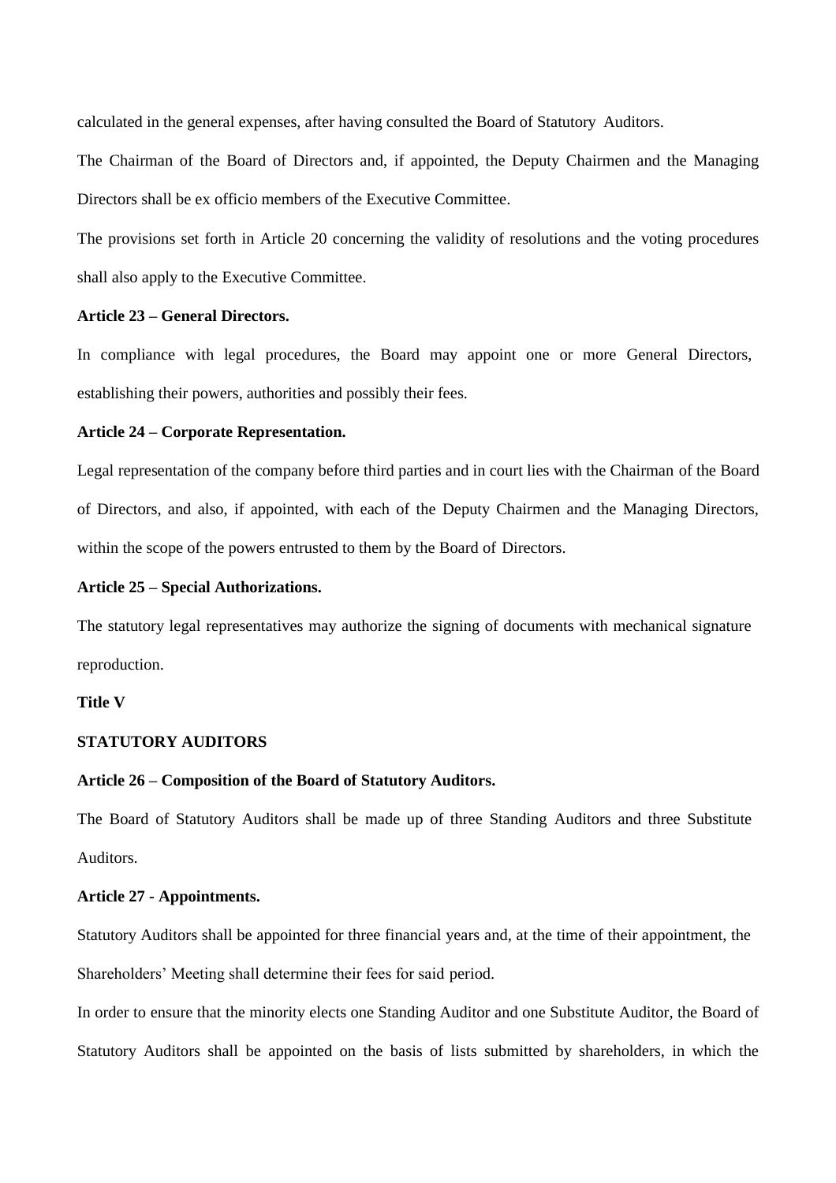calculated in the general expenses, after having consulted the Board of Statutory Auditors.

The Chairman of the Board of Directors and, if appointed, the Deputy Chairmen and the Managing Directors shall be ex officio members of the Executive Committee.

The provisions set forth in Article 20 concerning the validity of resolutions and the voting procedures shall also apply to the Executive Committee.

**Article 23 – General Directors.**

In compliance with legal procedures, the Board may appoint one or more General Directors, establishing their powers, authorities and possibly their fees.

**Article 24 – Corporate Representation.**

Legal representation of the company before third parties and in court lies with the Chairman of the Board of Directors, and also, if appointed, with each of the Deputy Chairmen and the Managing Directors, within the scope of the powers entrusted to them by the Board of Directors.

**Article 25 – Special Authorizations.**

The statutory legal representatives may authorize the signing of documents with mechanical signature reproduction.

## Title V

## STATUTORY AUDITORS

**Article 26 – Composition of the Board of Statutory Auditors.**

The Board of Statutory Auditors shall be made up of three Standing Auditors and three Substitute Auditors.

**Article 27 - Appointments.**

Statutory Auditors shall be appointed for three financial years and, at the time of their appointment, the Shareholders' Meeting shall determine their fees for said period.

In order to ensure that the minority elects one Standing Auditor and one Substitute Auditor, the Board of Statutory Auditors shall be appointed on the basis of lists submitted by shareholders, in which the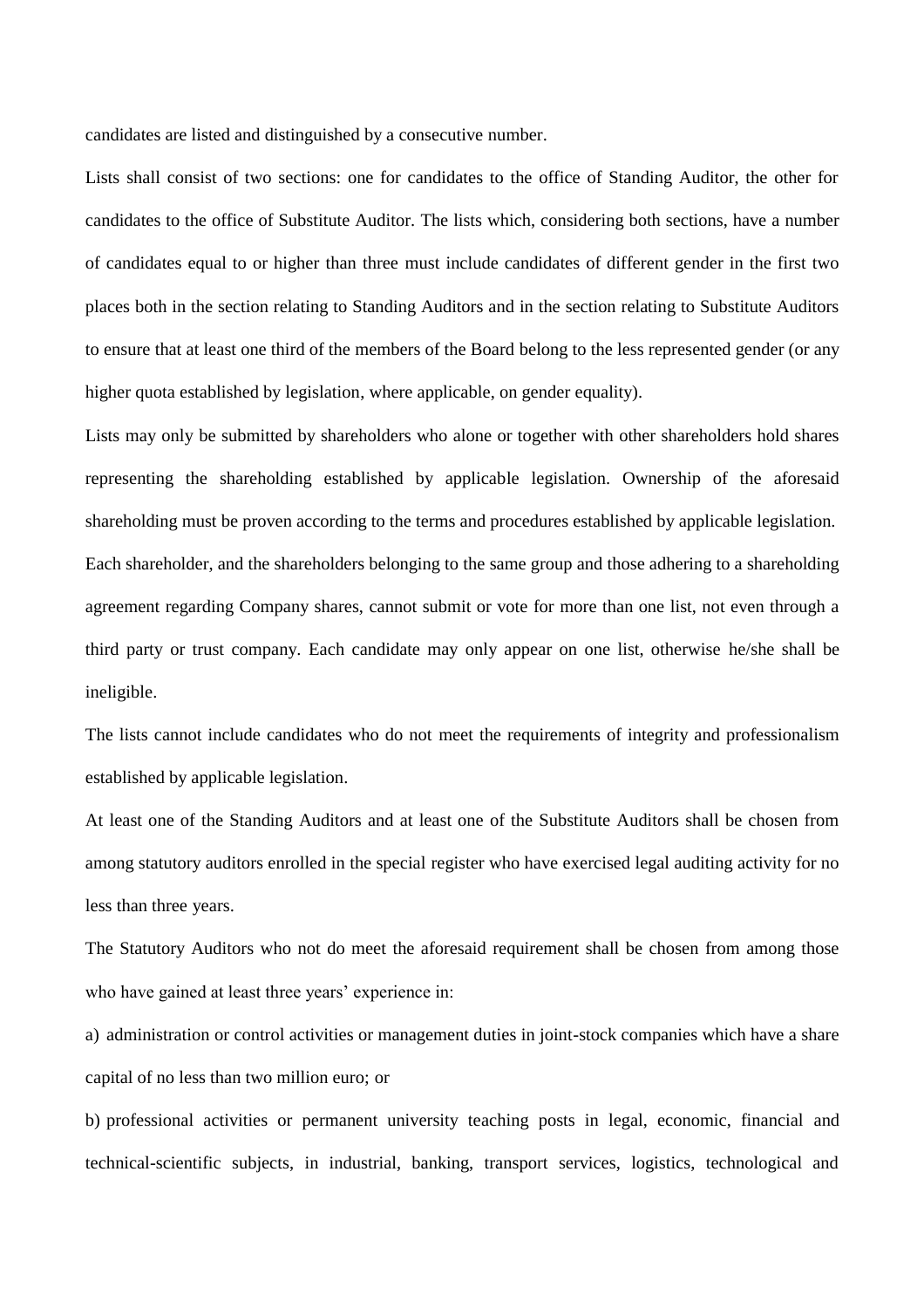candidates are listed and distinguished by a consecutive number.

Lists shall consist of two sections: one for candidates to the office of Standing Auditor, the other for candidates to the office of Substitute Auditor. The lists which, considering both sections, have a number of candidates equal to or higher than three must include candidates of different gender in the first two places both in the section relating to Standing Auditors and in the section relating to Substitute Auditors to ensure that at least one third of the members of the Board belong to the less represented gender (or any higher quota established by legislation, where applicable, on gender equality).

Lists may only be submitted by shareholders who alone or together with other shareholders hold shares representing the shareholding established by applicable legislation. Ownership of the aforesaid shareholding must be proven according to the terms and procedures established by applicable legislation.

Each shareholder, and the shareholders belonging to the same group and those adhering to a shareholding agreement regarding Company shares, cannot submit or vote for more than one list, not even through a third party or trust company. Each candidate may only appear on one list, otherwise he/she shall be ineligible.

The lists cannot include candidates who do not meet the requirements of integrity and professionalism established by applicable legislation.

At least one of the Standing Auditors and at least one of the Substitute Auditors shall be chosen from among statutory auditors enrolled in the special register who have exercised legal auditing activity for no less than three years.

The Statutory Auditors who not do meet the aforesaid requirement shall be chosen from among those who have gained at least three years' experience in:

a) administration or control activities or management duties in joint-stock companies which have a share capital of no less than two million euro; or

b) professional activities or permanent university teaching posts in legal, economic, financial and technical-scientific subjects, in industrial, banking, transport services, logistics, technological and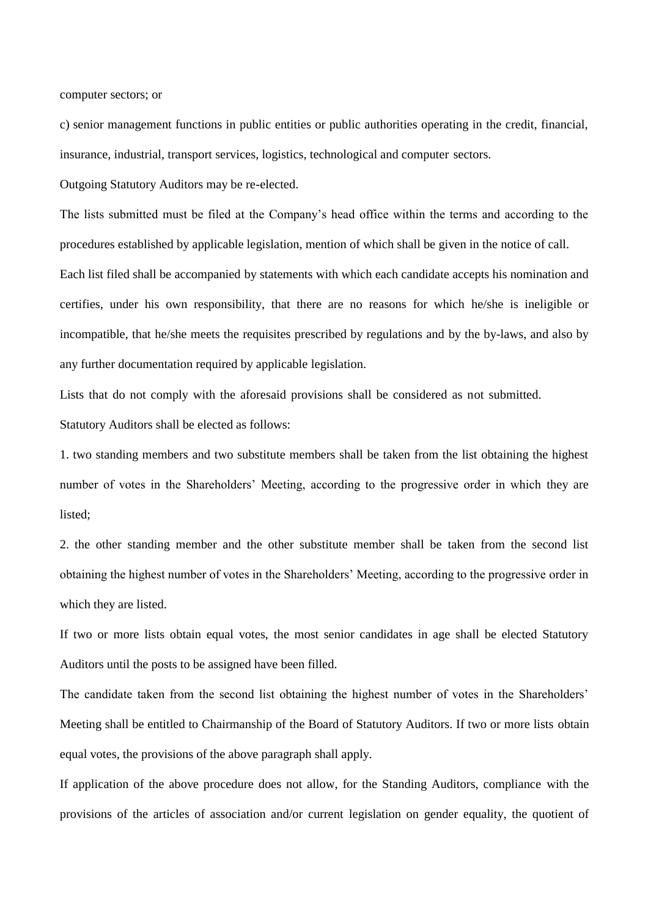computer sectors; or

c) senior management functions in public entities or public authorities operating in the credit, financial, insurance, industrial, transport services, logistics, technological and computer sectors.

Outgoing Statutory Auditors may be re-elected.

The lists submitted must be filed at the Company's head office within the terms and according to the procedures established by applicable legislation, mention of which shall be given in the notice of call.

Each list filed shall be accompanied by statements with which each candidate accepts his nomination and certifies, under his own responsibility, that there are no reasons for which he/she is ineligible or incompatible, that he/she meets the requisites prescribed by regulations and by the by-laws, and also by any further documentation required by applicable legislation.

Lists that do not comply with the aforesaid provisions shall be considered as not submitted.

Statutory Auditors shall be elected as follows:

1. two standing members and two substitute members shall be taken from the list obtaining the highest number of votes in the Shareholders' Meeting, according to the progressive order in which they are listed;

2. the other standing member and the other substitute member shall be taken from the second list obtaining the highest number of votes in the Shareholders' Meeting, according to the progressive order in which they are listed.

If two or more lists obtain equal votes, the most senior candidates in age shall be elected Statutory Auditors until the posts to be assigned have been filled.

The candidate taken from the second list obtaining the highest number of votes in the Shareholders' Meeting shall be entitled to Chairmanship of the Board of Statutory Auditors. If two or more lists obtain equal votes, the provisions of the above paragraph shall apply.

If application of the above procedure does not allow, for the Standing Auditors, compliance with the provisions of the articles of association and/or current legislation on gender equality, the quotient of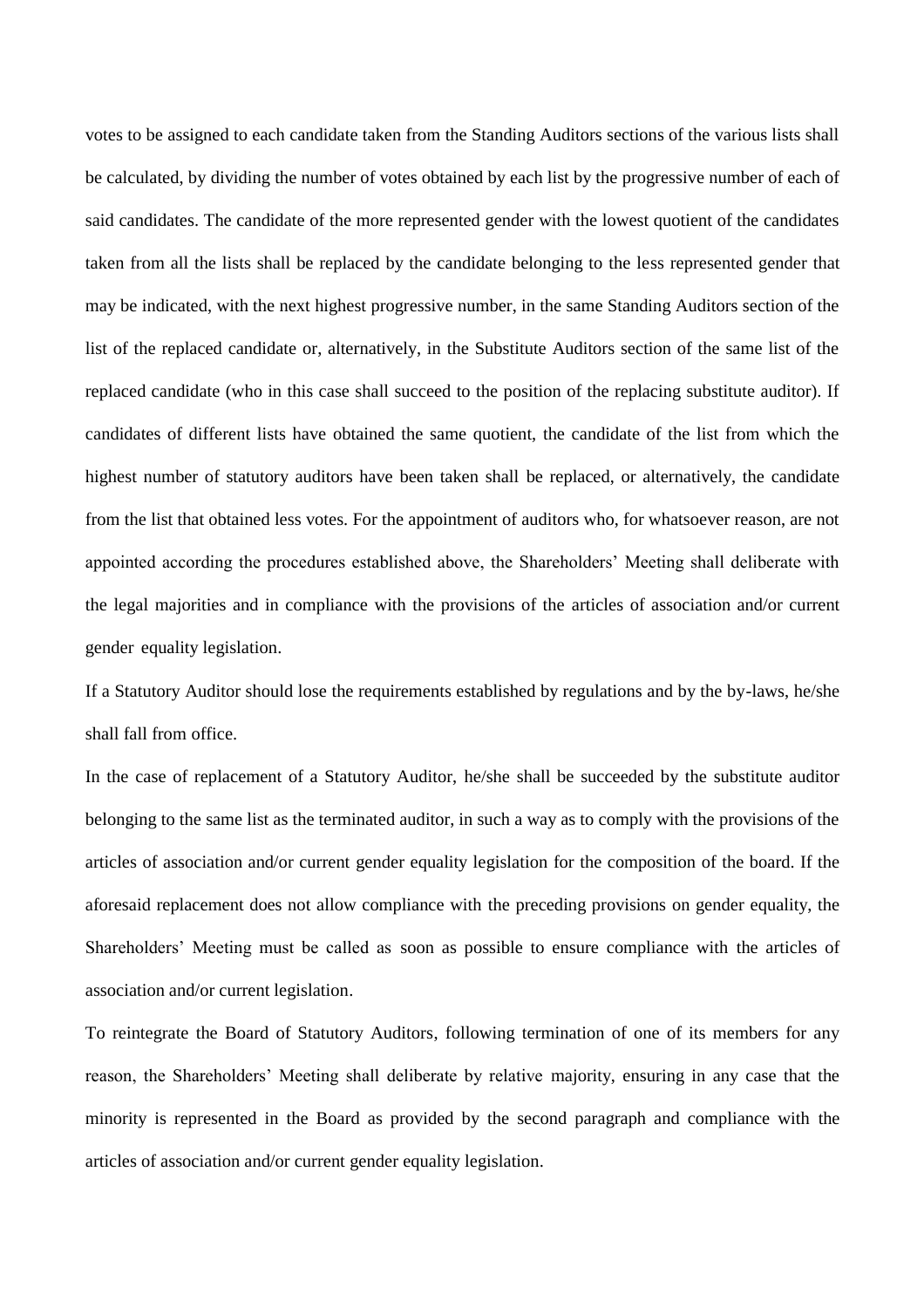votes to be assigned to each candidate taken from the Standing Auditors sections of the various lists shall be calculated, by dividing the number of votes obtained by each list by the progressive number of each of said candidates. The candidate of the more represented gender with the lowest quotient of the candidates taken from all the lists shall be replaced by the candidate belonging to the less represented gender that may be indicated, with the next highest progressive number, in the same Standing Auditors section of the list of the replaced candidate or, alternatively, in the Substitute Auditors section of the same list of the replaced candidate (who in this case shall succeed to the position of the replacing substitute auditor). If candidates of different lists have obtained the same quotient, the candidate of the list from which the highest number of statutory auditors have been taken shall be replaced, or alternatively, the candidate from the list that obtained less votes. For the appointment of auditors who, for whatsoever reason, are not appointed according the procedures established above, the Shareholders' Meeting shall deliberate with the legal majorities and in compliance with the provisions of the articles of association and/or current gender equality legislation.

If a Statutory Auditor should lose the requirements established by regulations and by the by-laws, he/she shall fall from office.

In the case of replacement of a Statutory Auditor, he/she shall be succeeded by the substitute auditor belonging to the same list as the terminated auditor, in such a way as to comply with the provisions of the articles of association and/or current gender equality legislation for the composition of the board. If the aforesaid replacement does not allow compliance with the preceding provisions on gender equality, the Shareholders' Meeting must be called as soon as possible to ensure compliance with the articles of association and/or current legislation.

To reintegrate the Board of Statutory Auditors, following termination of one of its members for any reason, the Shareholders' Meeting shall deliberate by relative majority, ensuring in any case that the minority is represented in the Board as provided by the second paragraph and compliance with the articles of association and/or current gender equality legislation.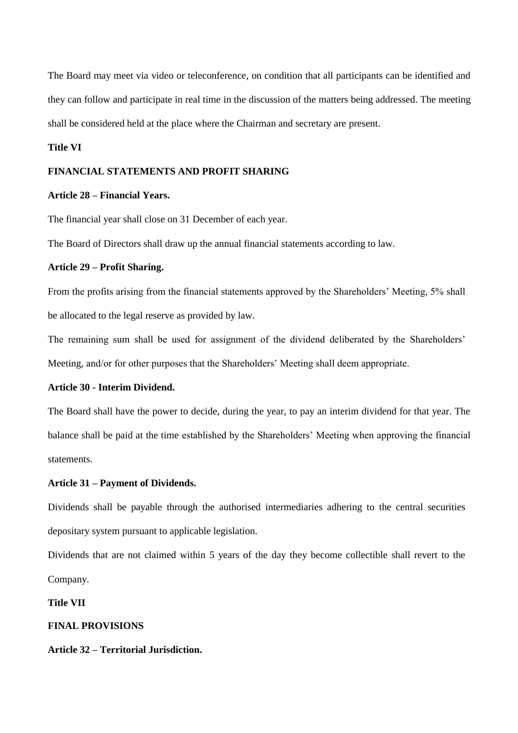The Board may meet via video or teleconference, on condition that all participants can be identified and they can follow and participate in real time in the discussion of the matters being addressed. The meeting shall be considered held at the place where the Chairman and secretary are present.

**Title VI**

**FINANCIAL STATEMENTS AND PROFIT SHARING**

**Article 28 – Financial Years.**

The financial year shall close on 31 December of each year.

The Board of Directors shall draw up the annual financial statements according to law.

**Article 29 – Profit Sharing.**

From the profits arising from the financial statements approved by the Shareholders' Meeting, 5% shall be allocated to the legal reserve as provided by law.

The remaining sum shall be used for assignment of the dividend deliberated by the Shareholders' Meeting, and/or for other purposes that the Shareholders' Meeting shall deem appropriate.

**Article 30 - Interim Dividend.**

The Board shall have the power to decide, during the year, to pay an interim dividend for that year. The balance shall be paid at the time established by the Shareholders' Meeting when approving the financial statements.

**Article 31 – Payment of Dividends.**

Dividends shall be payable through the authorised intermediaries adhering to the central securities depositary system pursuant to applicable legislation.

Dividends that are not claimed within 5 years of the day they become collectible shall revert to the Company.

**Title VII**

**FINAL PROVISIONS**

**Article 32 – Territorial Jurisdiction.**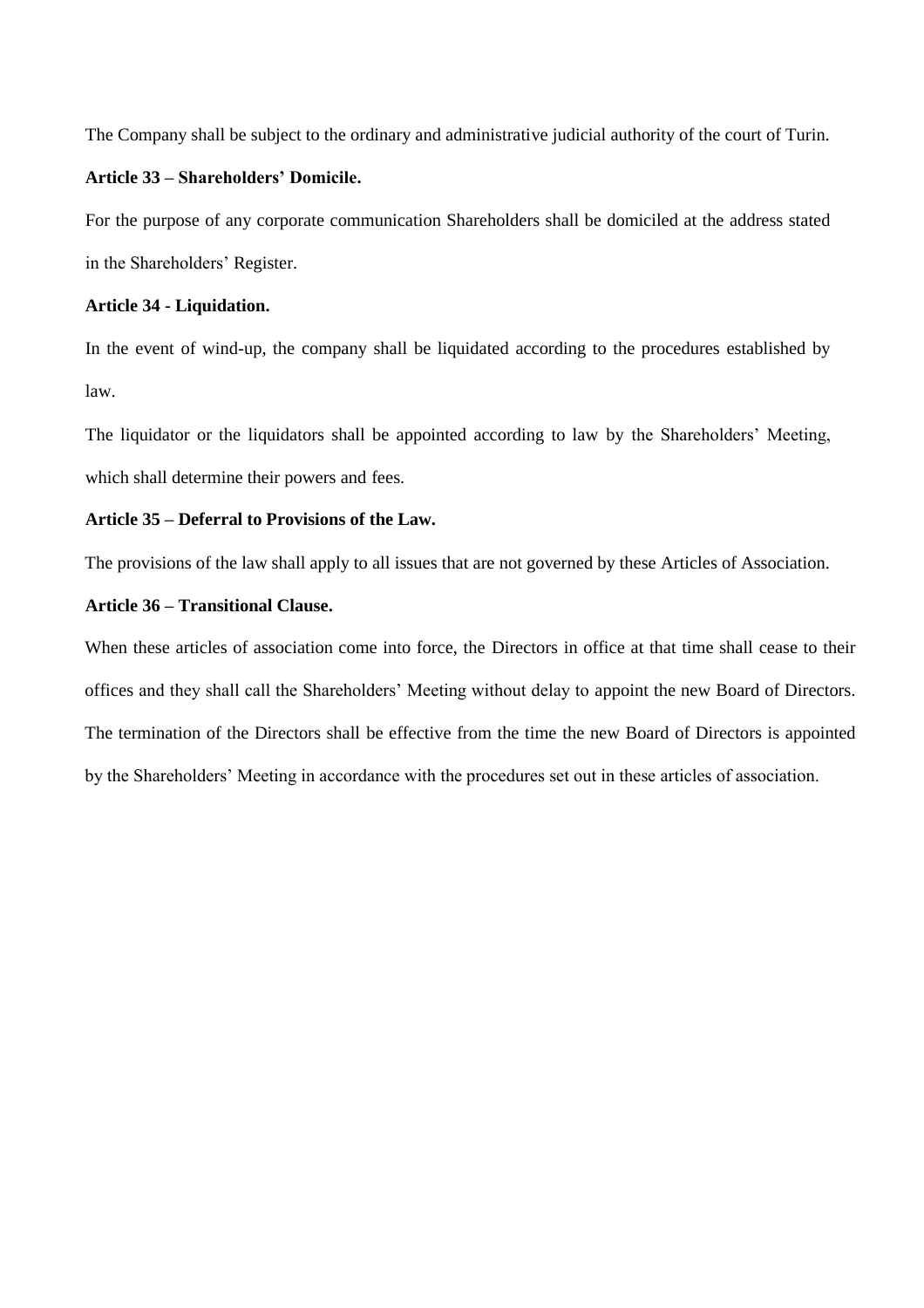The Company shall be subject to the ordinary and administrative judicial authority of the court of Turin.

**Article 33 – Shareholders' Domicile.**

For the purpose of any corporate communication Shareholders shall be domiciled at the address stated in the Shareholders' Register.

**Article 34 - Liquidation.**

In the event of wind-up, the company shall be liquidated according to the procedures established by law.

The liquidator or the liquidators shall be appointed according to law by the Shareholders' Meeting, which shall determine their powers and fees.

**Article 35 – Deferral to Provisions of the Law.**

The provisions of the law shall apply to all issues that are not governed by these Articles of Association.

**Article 36 – Transitional Clause.**

When these articles of association come into force, the Directors in office at that time shall cease to their offices and they shall call the Shareholders' Meeting without delay to appoint the new Board of Directors. The termination of the Directors shall be effective from the time the new Board of Directors is appointed by the Shareholders' Meeting in accordance with the procedures set out in these articles of association.